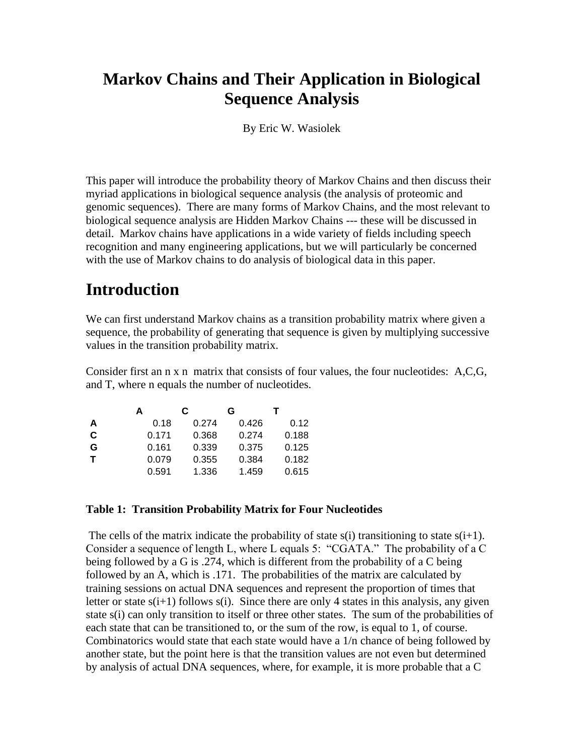# Markov Chains and Their Application in Biological Sequence Analysis

By Eric W. Wasiolek

This paper will introduce the probability theory of Markov Chains and then discuss their myriad applications in biological sequence analysis (the analysis of proteomic and genomic sequences). There are many forms of Markov Chains, and the most relevant to biological sequence analysis are Hidden Markov Chains --- these will be discussed in detail. Markov chains have applications in a wide variety of fields including speech recognition and many engineering applications, but we will particularly be concerned with the use of Markov chains to do analysis of biological data in this paper.

# Introduction

We can first understand Markov chains as a transition probability matrix where given a sequence, the probability of generating that sequence is given by multiplying successive values in the transition probability matrix.

Consider first an n x n matrix that consists of four values, the four nucleotides: A,C,G, and T, where n equals the number of nucleotides.

| | **A** | **C** | **G** | **T** |
|---|---|---|---|---|
| **A** | 0.18 | 0.274 | 0.426 | 0.12 |
| **C** | 0.171 | 0.368 | 0.274 | 0.188 |
| **G** | 0.161 | 0.339 | 0.375 | 0.125 |
| **T** | 0.079 | 0.355 | 0.384 | 0.182 |
| | 0.591 | 1.336 | 1.459 | 0.615 |

**Table 1: Transition Probability Matrix for Four Nucleotides**

The cells of the matrix indicate the probability of state s(i) transitioning to state s(i+1). Consider a sequence of length L, where L equals 5: "CGATA." The probability of a C being followed by a G is .274, which is different from the probability of a C being followed by an A, which is .171. The probabilities of the matrix are calculated by training sessions on actual DNA sequences and represent the proportion of times that letter or state s(i+1) follows s(i). Since there are only 4 states in this analysis, any given state s(i) can only transition to itself or three other states. The sum of the probabilities of each state that can be transitioned to, or the sum of the row, is equal to 1, of course. Combinatorics would state that each state would have a 1/n chance of being followed by another state, but the point here is that the transition values are not even but determined by analysis of actual DNA sequences, where, for example, it is more probable that a C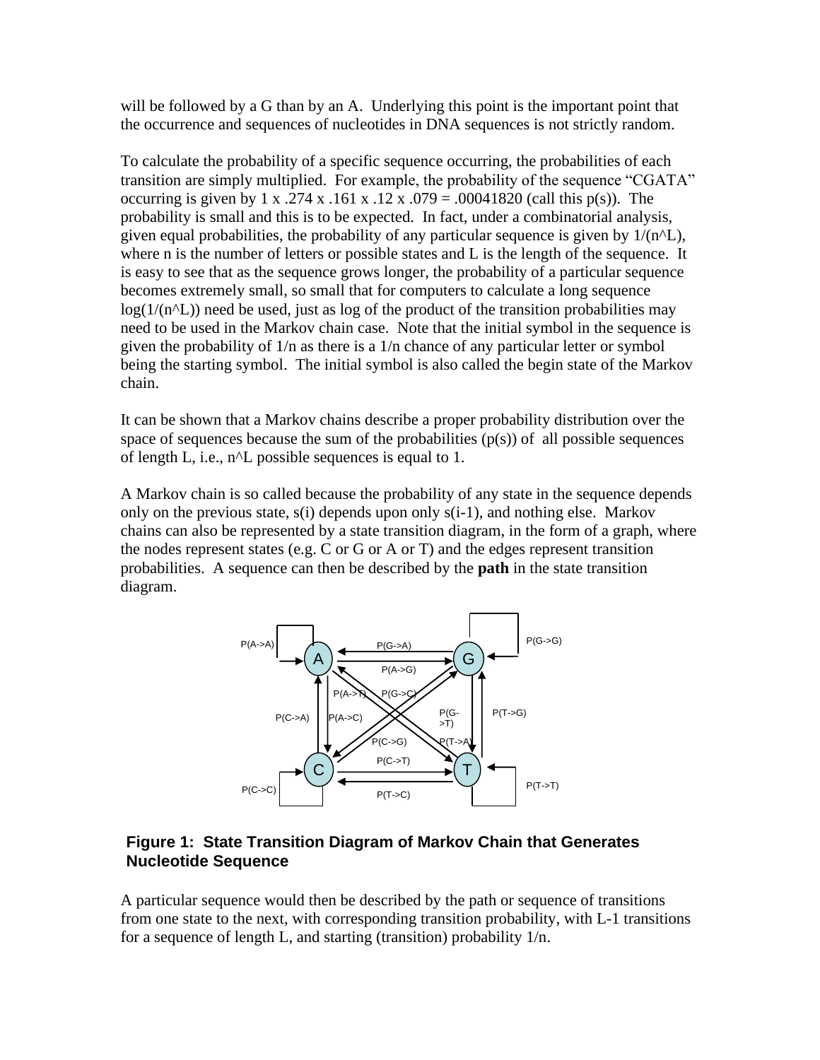will be followed by a G than by an A. Underlying this point is the important point that the occurrence and sequences of nucleotides in DNA sequences is not strictly random.

To calculate the probability of a specific sequence occurring, the probabilities of each transition are simply multiplied. For example, the probability of the sequence "CGATA" occurring is given by 1 x .274 x .161 x .12 x .079 = .00041820 (call this p(s)). The probability is small and this is to be expected. In fact, under a combinatorial analysis, given equal probabilities, the probability of any particular sequence is given by $1/(n^L)$, where n is the number of letters or possible states and L is the length of the sequence. It is easy to see that as the sequence grows longer, the probability of a particular sequence becomes extremely small, so small that for computers to calculate a long sequence $\log(1/(n^L))$ need be used, just as log of the product of the transition probabilities may need to be used in the Markov chain case. Note that the initial symbol in the sequence is given the probability of 1/n as there is a 1/n chance of any particular letter or symbol being the starting symbol. The initial symbol is also called the begin state of the Markov chain.

It can be shown that a Markov chains describe a proper probability distribution over the space of sequences because the sum of the probabilities (p(s)) of all possible sequences of length L, i.e., $n^L$ possible sequences is equal to 1.

A Markov chain is so called because the probability of any state in the sequence depends only on the previous state, s(i) depends upon only s(i-1), and nothing else. Markov chains can also be represented by a state transition diagram, in the form of a graph, where the nodes represent states (e.g. C or G or A or T) and the edges represent transition probabilities. A sequence can then be described by the **path** in the state transition diagram.

P(A->A) P(G->A) P(G->G) A G P(A->G) P(A->T) P(G->C) P(C->A) P(A->C) P(G->T) P(T->G) P(C->G) P(T->A) P(C->T) C T P(C->C) P(T->T) P(T->C)

**Figure 1: State Transition Diagram of Markov Chain that Generates Nucleotide Sequence**

A particular sequence would then be described by the path or sequence of transitions from one state to the next, with corresponding transition probability, with L-1 transitions for a sequence of length L, and starting (transition) probability 1/n.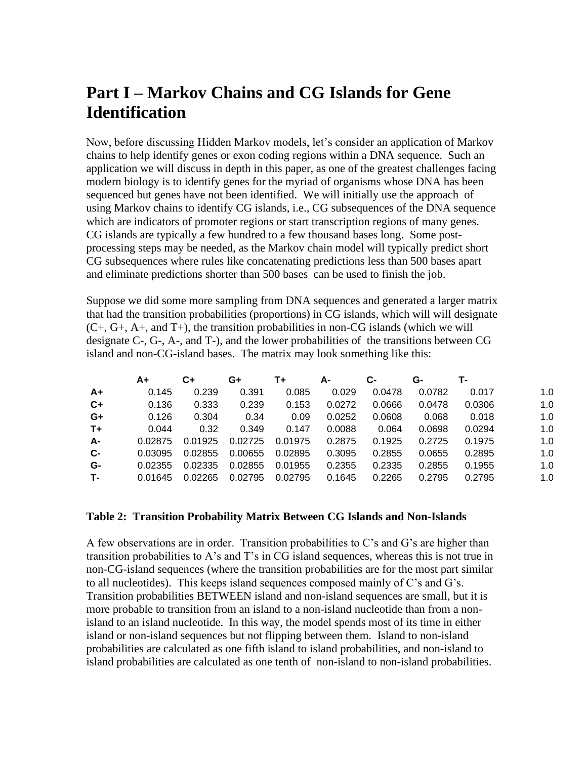# Part I – Markov Chains and CG Islands for Gene Identification

Now, before discussing Hidden Markov models, let's consider an application of Markov chains to help identify genes or exon coding regions within a DNA sequence. Such an application we will discuss in depth in this paper, as one of the greatest challenges facing modern biology is to identify genes for the myriad of organisms whose DNA has been sequenced but genes have not been identified. We will initially use the approach of using Markov chains to identify CG islands, i.e., CG subsequences of the DNA sequence which are indicators of promoter regions or start transcription regions of many genes. CG islands are typically a few hundred to a few thousand bases long. Some post-processing steps may be needed, as the Markov chain model will typically predict short CG subsequences where rules like concatenating predictions less than 500 bases apart and eliminate predictions shorter than 500 bases can be used to finish the job.

Suppose we did some more sampling from DNA sequences and generated a larger matrix that had the transition probabilities (proportions) in CG islands, which will will designate (C+, G+, A+, and T+), the transition probabilities in non-CG islands (which we will designate C-, G-, A-, and T-), and the lower probabilities of the transitions between CG island and non-CG-island bases. The matrix may look something like this:

| | A+ | C+ | G+ | T+ | A- | C- | G- | T- | |
|---|---|---|---|---|---|---|---|---|---|
| **A+** | 0.145 | 0.239 | 0.391 | 0.085 | 0.029 | 0.0478 | 0.0782 | 0.017 | 1.0 |
| **C+** | 0.136 | 0.333 | 0.239 | 0.153 | 0.0272 | 0.0666 | 0.0478 | 0.0306 | 1.0 |
| **G+** | 0.126 | 0.304 | 0.34 | 0.09 | 0.0252 | 0.0608 | 0.068 | 0.018 | 1.0 |
| **T+** | 0.044 | 0.32 | 0.349 | 0.147 | 0.0088 | 0.064 | 0.0698 | 0.0294 | 1.0 |
| **A-** | 0.02875 | 0.01925 | 0.02725 | 0.01975 | 0.2875 | 0.1925 | 0.2725 | 0.1975 | 1.0 |
| **C-** | 0.03095 | 0.02855 | 0.00655 | 0.02895 | 0.3095 | 0.2855 | 0.0655 | 0.2895 | 1.0 |
| **G-** | 0.02355 | 0.02335 | 0.02855 | 0.01955 | 0.2355 | 0.2335 | 0.2855 | 0.1955 | 1.0 |
| **T-** | 0.01645 | 0.02265 | 0.02795 | 0.02795 | 0.1645 | 0.2265 | 0.2795 | 0.2795 | 1.0 |

**Table 2: Transition Probability Matrix Between CG Islands and Non-Islands**

A few observations are in order. Transition probabilities to C's and G's are higher than transition probabilities to A's and T's in CG island sequences, whereas this is not true in non-CG-island sequences (where the transition probabilities are for the most part similar to all nucleotides). This keeps island sequences composed mainly of C's and G's. Transition probabilities BETWEEN island and non-island sequences are small, but it is more probable to transition from an island to a non-island nucleotide than from a non-island to an island nucleotide. In this way, the model spends most of its time in either island or non-island sequences but not flipping between them. Island to non-island probabilities are calculated as one fifth island to island probabilities, and non-island to island probabilities are calculated as one tenth of non-island to non-island probabilities.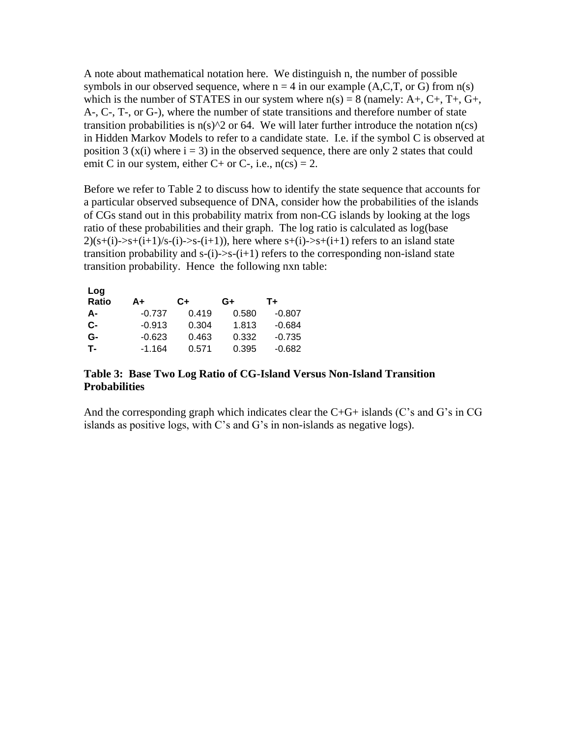A note about mathematical notation here. We distinguish n, the number of possible symbols in our observed sequence, where $n = 4$ in our example (A,C,T, or G) from $n(s)$ which is the number of STATES in our system where $n(s) = 8$ (namely: A+, C+, T+, G+, A-, C-, T-, or G-), where the number of state transitions and therefore number of state transition probabilities is $n(s)^2$ or 64. We will later further introduce the notation $n(cs)$ in Hidden Markov Models to refer to a candidate state. I.e. if the symbol C is observed at position 3 ($x(i)$ where $i = 3$) in the observed sequence, there are only 2 states that could emit C in our system, either C+ or C-, i.e., $n(cs) = 2$.

Before we refer to Table 2 to discuss how to identify the state sequence that accounts for a particular observed subsequence of DNA, consider how the probabilities of the islands of CGs stand out in this probability matrix from non-CG islands by looking at the logs ratio of these probabilities and their graph. The log ratio is calculated as $\log_2(s+(i)\rightarrow s+(i+1)/s-(i)\rightarrow s-(i+1))$, here where $s+(i)\rightarrow s+(i+1)$ refers to an island state transition probability and $s-(i)\rightarrow s-(i+1)$ refers to the corresponding non-island state transition probability. Hence the following nxn table:

| Log Ratio | A+ | C+ | G+ | T+ |
|---|---|---|---|---|
| **A-** | -0.737 | 0.419 | 0.580 | -0.807 |
| **C-** | -0.913 | 0.304 | 1.813 | -0.684 |
| **G-** | -0.623 | 0.463 | 0.332 | -0.735 |
| **T-** | -1.164 | 0.571 | 0.395 | -0.682 |

**Table 3: Base Two Log Ratio of CG-Island Versus Non-Island Transition Probabilities**

And the corresponding graph which indicates clear the C+G+ islands (C's and G's in CG islands as positive logs, with C's and G's in non-islands as negative logs).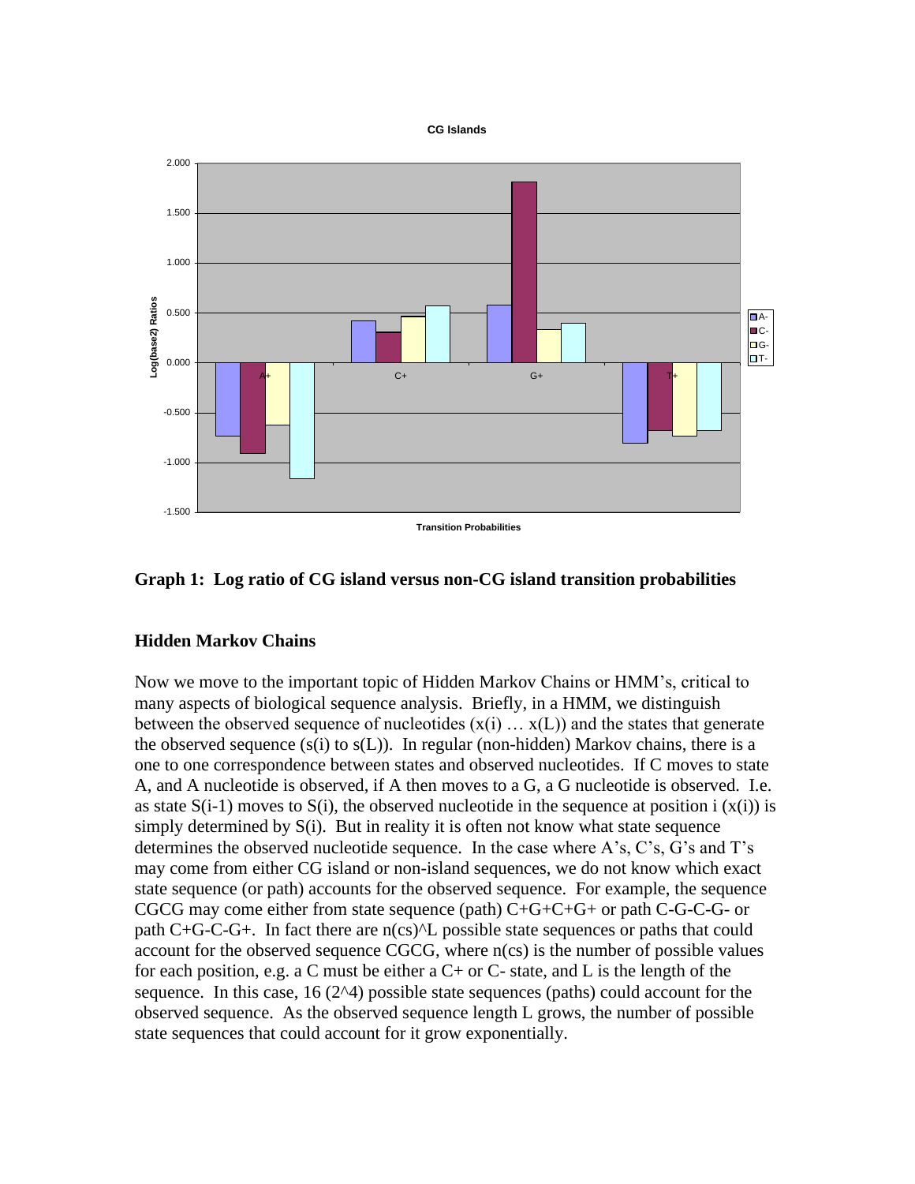**Graph 1: Log ratio of CG island versus non-CG island transition probabilities**

## Hidden Markov Chains

Now we move to the important topic of Hidden Markov Chains or HMM's, critical to many aspects of biological sequence analysis. Briefly, in a HMM, we distinguish between the observed sequence of nucleotides (x(i) … x(L)) and the states that generate the observed sequence (s(i) to s(L)). In regular (non-hidden) Markov chains, there is a one to one correspondence between states and observed nucleotides. If C moves to state A, and A nucleotide is observed, if A then moves to a G, a G nucleotide is observed. I.e. as state S(i-1) moves to S(i), the observed nucleotide in the sequence at position i (x(i)) is simply determined by S(i). But in reality it is often not know what state sequence determines the observed nucleotide sequence. In the case where A's, C's, G's and T's may come from either CG island or non-island sequences, we do not know which exact state sequence (or path) accounts for the observed sequence. For example, the sequence CGCG may come either from state sequence (path) C+G+C+G+ or path C-G-C-G- or path C+G-C-G+. In fact there are n(cs)^L possible state sequences or paths that could account for the observed sequence CGCG, where n(cs) is the number of possible values for each position, e.g. a C must be either a C+ or C- state, and L is the length of the sequence. In this case, 16 (2^4) possible state sequences (paths) could account for the observed sequence. As the observed sequence length L grows, the number of possible state sequences that could account for it grow exponentially.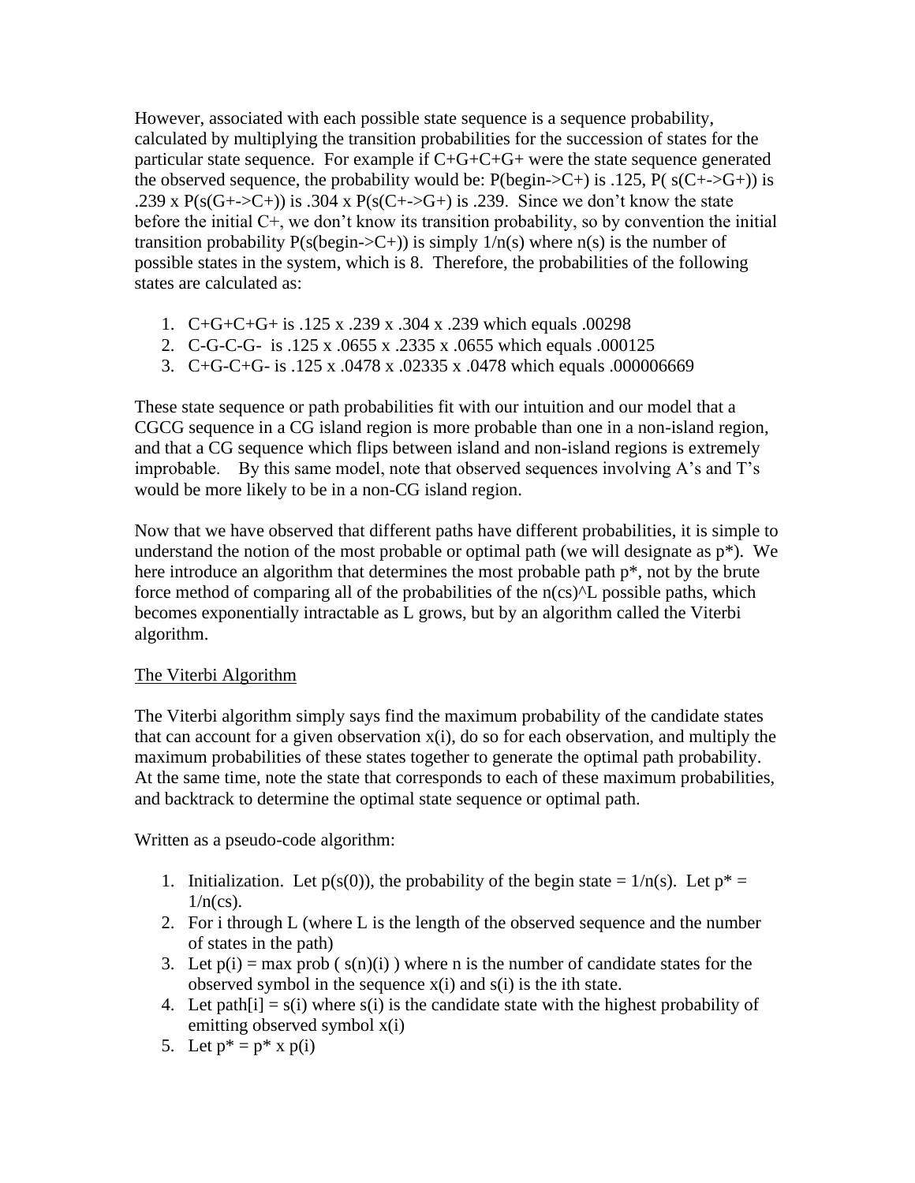However, associated with each possible state sequence is a sequence probability, calculated by multiplying the transition probabilities for the succession of states for the particular state sequence. For example if C+G+C+G+ were the state sequence generated the observed sequence, the probability would be: P(begin->C+) is .125, P( s(C+->G+)) is .239 x P(s(G+->C+)) is .304 x P(s(C+->G+) is .239. Since we don't know the state before the initial C+, we don't know its transition probability, so by convention the initial transition probability P(s(begin->C+)) is simply 1/n(s) where n(s) is the number of possible states in the system, which is 8. Therefore, the probabilities of the following states are calculated as:

1. C+G+C+G+ is .125 x .239 x .304 x .239 which equals .00298
2. C-G-C-G- is .125 x .0655 x .2335 x .0655 which equals .000125
3. C+G-C+G- is .125 x .0478 x .02335 x .0478 which equals .000006669

These state sequence or path probabilities fit with our intuition and our model that a CGCG sequence in a CG island region is more probable than one in a non-island region, and that a CG sequence which flips between island and non-island regions is extremely improbable. By this same model, note that observed sequences involving A's and T's would be more likely to be in a non-CG island region.

Now that we have observed that different paths have different probabilities, it is simple to understand the notion of the most probable or optimal path (we will designate as p*). We here introduce an algorithm that determines the most probable path p*, not by the brute force method of comparing all of the probabilities of the n(cs)^L possible paths, which becomes exponentially intractable as L grows, but by an algorithm called the Viterbi algorithm.

The Viterbi Algorithm

The Viterbi algorithm simply says find the maximum probability of the candidate states that can account for a given observation x(i), do so for each observation, and multiply the maximum probabilities of these states together to generate the optimal path probability. At the same time, note the state that corresponds to each of these maximum probabilities, and backtrack to determine the optimal state sequence or optimal path.

Written as a pseudo-code algorithm:

1. Initialization. Let p(s(0)), the probability of the begin state = 1/n(s). Let p* = 1/n(cs).
2. For i through L (where L is the length of the observed sequence and the number of states in the path)
3. Let p(i) = max prob ( s(n)(i) ) where n is the number of candidate states for the observed symbol in the sequence x(i) and s(i) is the ith state.
4. Let path[i] = s(i) where s(i) is the candidate state with the highest probability of emitting observed symbol x(i)
5. Let p* = p* x p(i)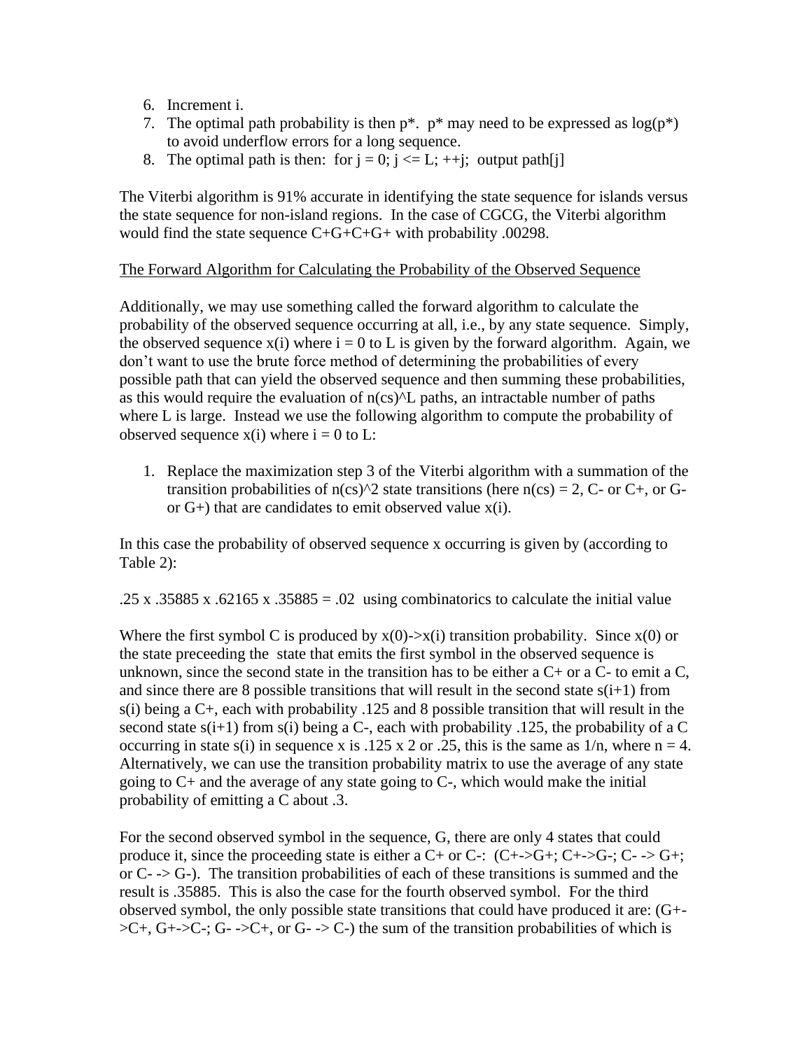6. Increment i.
7. The optimal path probability is then p*. p* may need to be expressed as log(p*) to avoid underflow errors for a long sequence.
8. The optimal path is then: for j = 0; j <= L; ++j; output path[j]

The Viterbi algorithm is 91% accurate in identifying the state sequence for islands versus the state sequence for non-island regions. In the case of CGCG, the Viterbi algorithm would find the state sequence C+G+C+G+ with probability .00298.

The Forward Algorithm for Calculating the Probability of the Observed Sequence

Additionally, we may use something called the forward algorithm to calculate the probability of the observed sequence occurring at all, i.e., by any state sequence. Simply, the observed sequence x(i) where i = 0 to L is given by the forward algorithm. Again, we don't want to use the brute force method of determining the probabilities of every possible path that can yield the observed sequence and then summing these probabilities, as this would require the evaluation of n(cs)^L paths, an intractable number of paths where L is large. Instead we use the following algorithm to compute the probability of observed sequence x(i) where i = 0 to L:

1. Replace the maximization step 3 of the Viterbi algorithm with a summation of the transition probabilities of n(cs)^2 state transitions (here n(cs) = 2, C- or C+, or G- or G+) that are candidates to emit observed value x(i).

In this case the probability of observed sequence x occurring is given by (according to Table 2):

.25 x .35885 x .62165 x .35885 = .02 using combinatorics to calculate the initial value

Where the first symbol C is produced by x(0)->x(i) transition probability. Since x(0) or the state preceeding the state that emits the first symbol in the observed sequence is unknown, since the second state in the transition has to be either a C+ or a C- to emit a C, and since there are 8 possible transitions that will result in the second state s(i+1) from s(i) being a C+, each with probability .125 and 8 possible transition that will result in the second state s(i+1) from s(i) being a C-, each with probability .125, the probability of a C occurring in state s(i) in sequence x is .125 x 2 or .25, this is the same as 1/n, where n = 4. Alternatively, we can use the transition probability matrix to use the average of any state going to C+ and the average of any state going to C-, which would make the initial probability of emitting a C about .3.

For the second observed symbol in the sequence, G, there are only 4 states that could produce it, since the proceeding state is either a C+ or C-: (C+->G+; C+->G-; C- -> G+; or C- -> G-). The transition probabilities of each of these transitions is summed and the result is .35885. This is also the case for the fourth observed symbol. For the third observed symbol, the only possible state transitions that could have produced it are: (G+->C+, G+->C-; G- ->C+, or G- -> C-) the sum of the transition probabilities of which is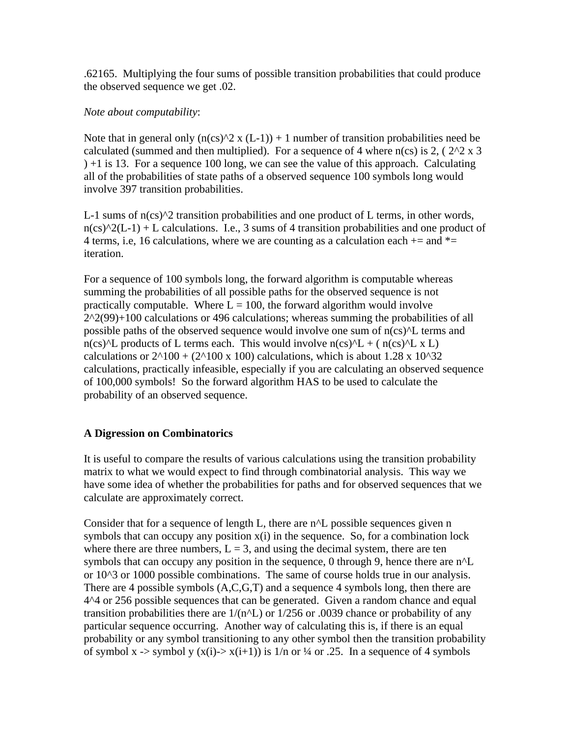.62165. Multiplying the four sums of possible transition probabilities that could produce the observed sequence we get .02.

*Note about computability*:

Note that in general only $(n(cs)^2 \times (L-1)) + 1$ number of transition probabilities need be calculated (summed and then multiplied). For a sequence of 4 where $n(cs)$ is 2, $(2^2 \times 3) + 1$ is 13. For a sequence 100 long, we can see the value of this approach. Calculating all of the probabilities of state paths of a observed sequence 100 symbols long would involve 397 transition probabilities.

L-1 sums of $n(cs)^2$ transition probabilities and one product of L terms, in other words, $n(cs)^2(L-1) + L$ calculations. I.e., 3 sums of 4 transition probabilities and one product of 4 terms, i.e, 16 calculations, where we are counting as a calculation each += and *= iteration.

For a sequence of 100 symbols long, the forward algorithm is computable whereas summing the probabilities of all possible paths for the observed sequence is not practically computable. Where $L = 100$, the forward algorithm would involve $2^2(99)+100$ calculations or 496 calculations; whereas summing the probabilities of all possible paths of the observed sequence would involve one sum of $n(cs)^L$ terms and $n(cs)^L$ products of L terms each. This would involve $n(cs)^L + (n(cs)^L \times L)$ calculations or $2^{100} + (2^{100} \times 100)$ calculations, which is about $1.28 \times 10^{32}$ calculations, practically infeasible, especially if you are calculating an observed sequence of 100,000 symbols! So the forward algorithm HAS to be used to calculate the probability of an observed sequence.

**A Digression on Combinatorics**

It is useful to compare the results of various calculations using the transition probability matrix to what we would expect to find through combinatorial analysis. This way we have some idea of whether the probabilities for paths and for observed sequences that we calculate are approximately correct.

Consider that for a sequence of length L, there are $n^L$ possible sequences given n symbols that can occupy any position $x(i)$ in the sequence. So, for a combination lock where there are three numbers, $L = 3$, and using the decimal system, there are ten symbols that can occupy any position in the sequence, 0 through 9, hence there are $n^L$ or $10^3$ or 1000 possible combinations. The same of course holds true in our analysis. There are 4 possible symbols (A,C,G,T) and a sequence 4 symbols long, then there are $4^4$ or 256 possible sequences that can be generated. Given a random chance and equal transition probabilities there are $1/(n^L)$ or 1/256 or .0039 chance or probability of any particular sequence occurring. Another way of calculating this is, if there is an equal probability or any symbol transitioning to any other symbol then the transition probability of symbol x -> symbol y ($x(i) \rightarrow x(i+1)$) is $1/n$ or ¼ or .25. In a sequence of 4 symbols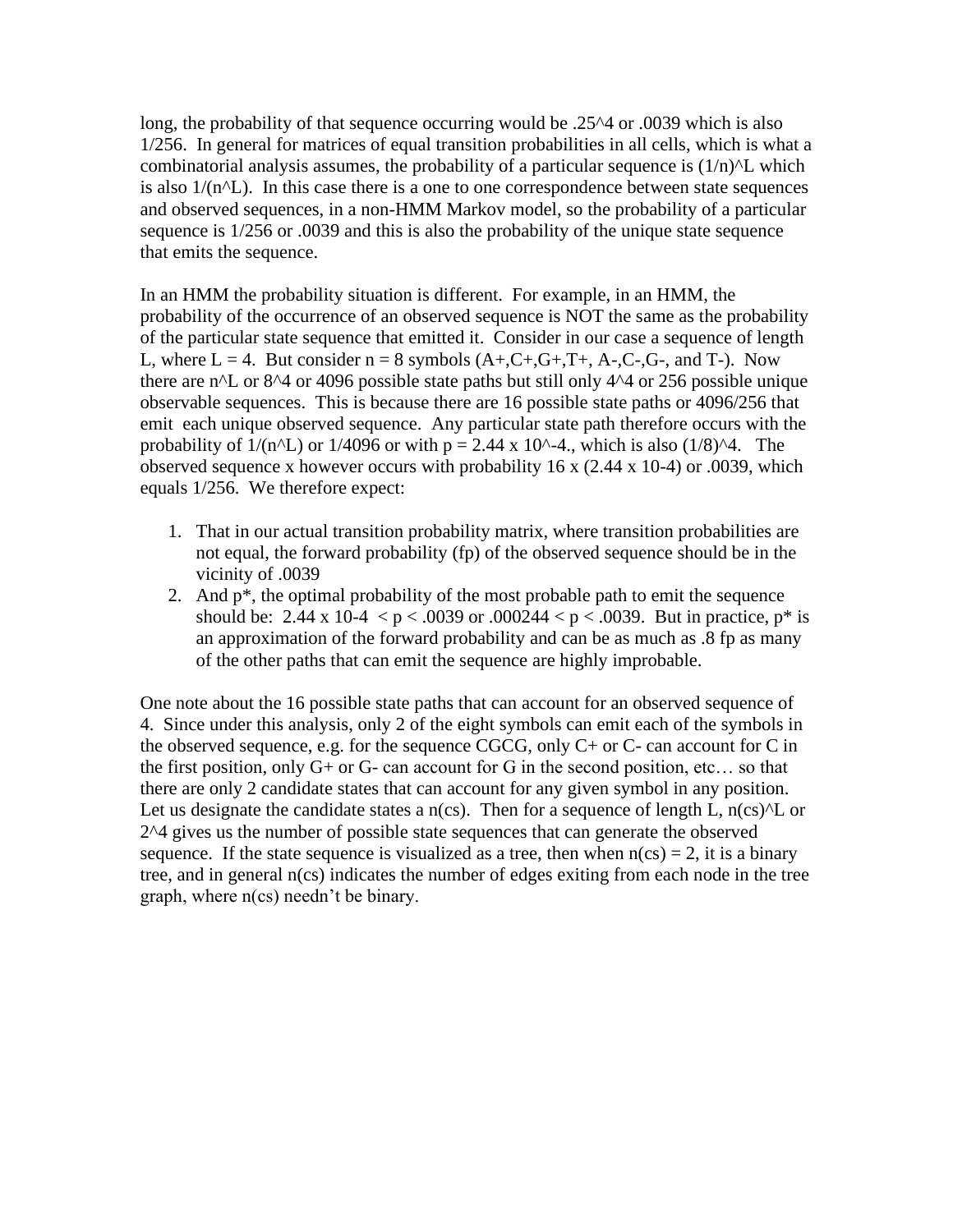long, the probability of that sequence occurring would be $.25^4$ or .0039 which is also 1/256. In general for matrices of equal transition probabilities in all cells, which is what a combinatorial analysis assumes, the probability of a particular sequence is $(1/n)^L$ which is also $1/(n^L)$. In this case there is a one to one correspondence between state sequences and observed sequences, in a non-HMM Markov model, so the probability of a particular sequence is 1/256 or .0039 and this is also the probability of the unique state sequence that emits the sequence.

In an HMM the probability situation is different. For example, in an HMM, the probability of the occurrence of an observed sequence is NOT the same as the probability of the particular state sequence that emitted it. Consider in our case a sequence of length L, where L = 4. But consider n = 8 symbols (A+,C+,G+,T+, A-,C-,G-, and T-). Now there are $n^L$ or $8^4$ or 4096 possible state paths but still only $4^4$ or 256 possible unique observable sequences. This is because there are 16 possible state paths or 4096/256 that emit each unique observed sequence. Any particular state path therefore occurs with the probability of $1/(n^L)$ or 1/4096 or with $p = 2.44 \times 10^{-4}$., which is also $(1/8)^4$. The observed sequence x however occurs with probability 16 x (2.44 x 10-4) or .0039, which equals 1/256. We therefore expect:

1. That in our actual transition probability matrix, where transition probabilities are not equal, the forward probability (fp) of the observed sequence should be in the vicinity of .0039
2. And p*, the optimal probability of the most probable path to emit the sequence should be: 2.44 x 10-4 $< p <$ .0039 or $.000244 < p < .0039$. But in practice, p* is an approximation of the forward probability and can be as much as .8 fp as many of the other paths that can emit the sequence are highly improbable.

One note about the 16 possible state paths that can account for an observed sequence of 4. Since under this analysis, only 2 of the eight symbols can emit each of the symbols in the observed sequence, e.g. for the sequence CGCG, only C+ or C- can account for C in the first position, only G+ or G- can account for G in the second position, etc… so that there are only 2 candidate states that can account for any given symbol in any position. Let us designate the candidate states a n(cs). Then for a sequence of length L, $n(cs)^L$ or $2^4$ gives us the number of possible state sequences that can generate the observed sequence. If the state sequence is visualized as a tree, then when n(cs) = 2, it is a binary tree, and in general n(cs) indicates the number of edges exiting from each node in the tree graph, where n(cs) needn't be binary.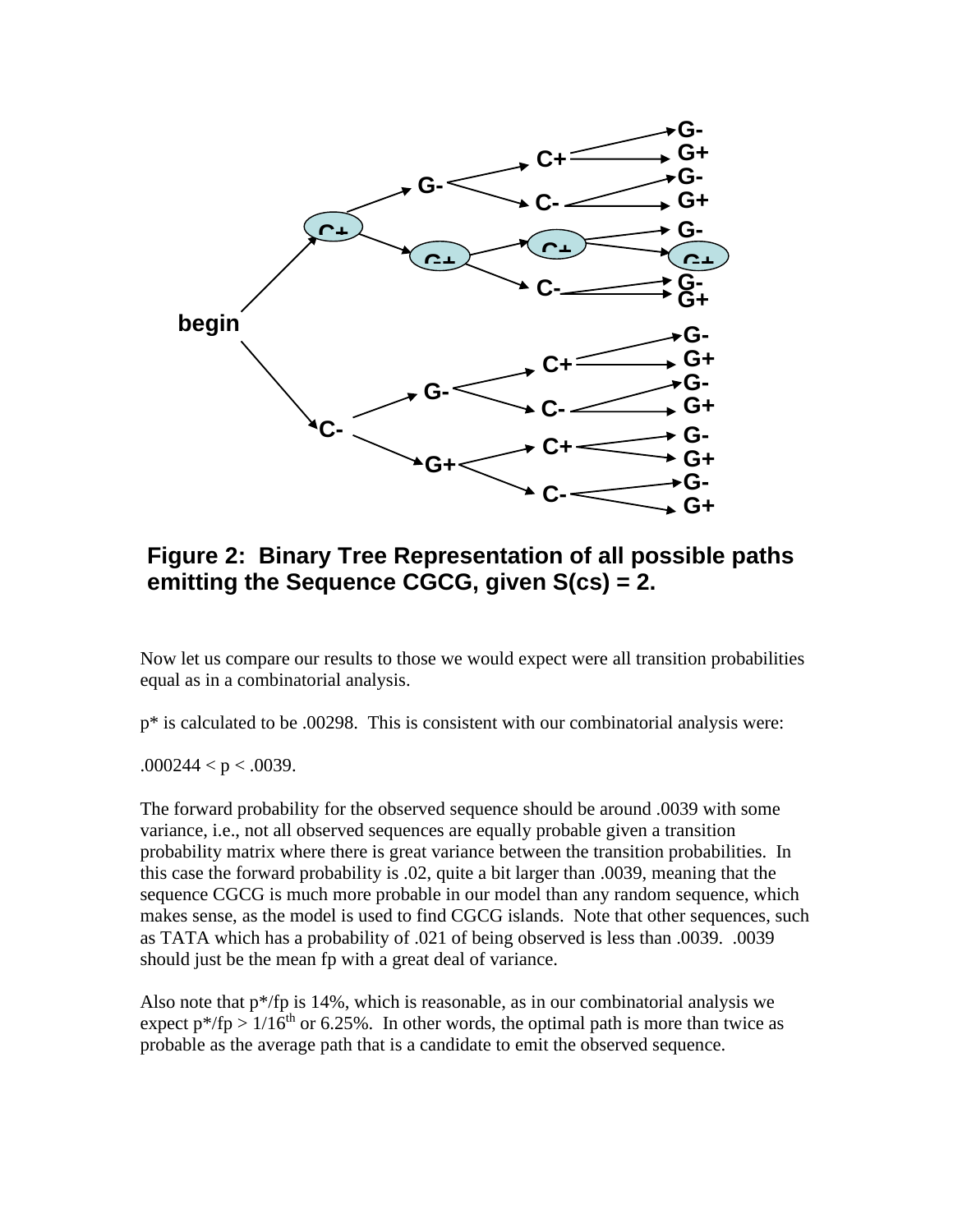**Figure 2: Binary Tree Representation of all possible paths emitting the Sequence CGCG, given S(cs) = 2.**

Now let us compare our results to those we would expect were all transition probabilities equal as in a combinatorial analysis.

p* is calculated to be .00298. This is consistent with our combinatorial analysis were:

$.000244 < p < .0039$.

The forward probability for the observed sequence should be around .0039 with some variance, i.e., not all observed sequences are equally probable given a transition probability matrix where there is great variance between the transition probabilities. In this case the forward probability is .02, quite a bit larger than .0039, meaning that the sequence CGCG is much more probable in our model than any random sequence, which makes sense, as the model is used to find CGCG islands. Note that other sequences, such as TATA which has a probability of .021 of being observed is less than .0039. .0039 should just be the mean fp with a great deal of variance.

Also note that p*/fp is 14%, which is reasonable, as in our combinatorial analysis we expect $p^*/fp > 1/16^{th}$ or 6.25%. In other words, the optimal path is more than twice as probable as the average path that is a candidate to emit the observed sequence.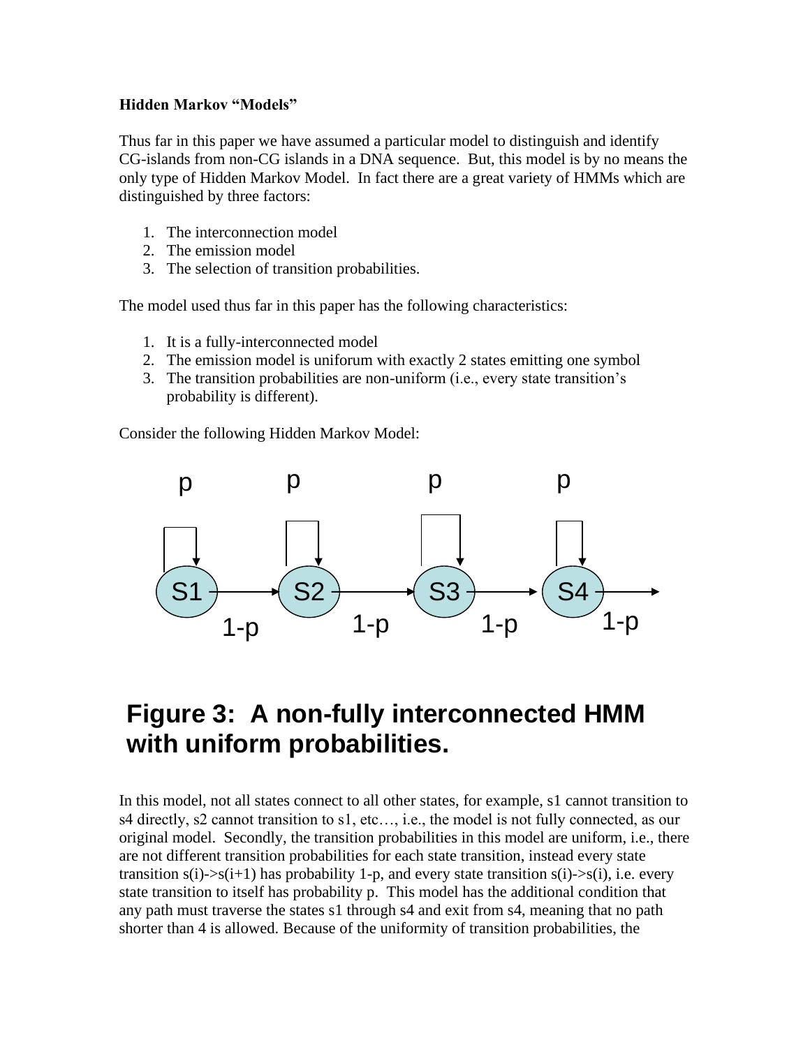**Hidden Markov "Models"**

Thus far in this paper we have assumed a particular model to distinguish and identify CG-islands from non-CG islands in a DNA sequence. But, this model is by no means the only type of Hidden Markov Model. In fact there are a great variety of HMMs which are distinguished by three factors:

1. The interconnection model
2. The emission model
3. The selection of transition probabilities.

The model used thus far in this paper has the following characteristics:

1. It is a fully-interconnected model
2. The emission model is uniforum with exactly 2 states emitting one symbol
3. The transition probabilities are non-uniform (i.e., every state transition's probability is different).

Consider the following Hidden Markov Model:

**Figure 3: A non-fully interconnected HMM with uniform probabilities.**

In this model, not all states connect to all other states, for example, s1 cannot transition to s4 directly, s2 cannot transition to s1, etc…, i.e., the model is not fully connected, as our original model. Secondly, the transition probabilities in this model are uniform, i.e., there are not different transition probabilities for each state transition, instead every state transition s(i)->s(i+1) has probability 1-p, and every state transition s(i)->s(i), i.e. every state transition to itself has probability p. This model has the additional condition that any path must traverse the states s1 through s4 and exit from s4, meaning that no path shorter than 4 is allowed. Because of the uniformity of transition probabilities, the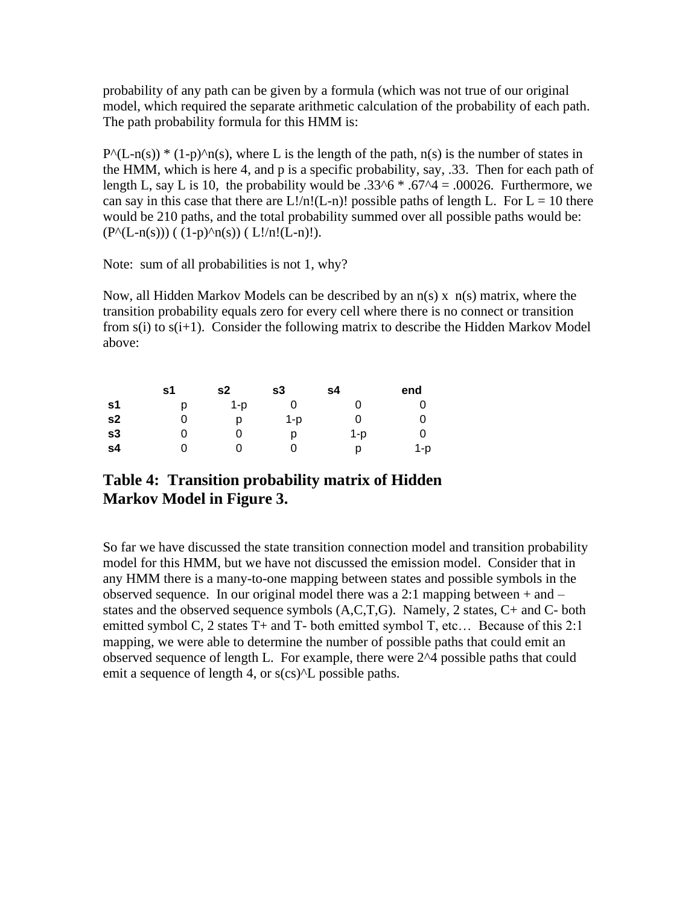probability of any path can be given by a formula (which was not true of our original model, which required the separate arithmetic calculation of the probability of each path. The path probability formula for this HMM is:

$P^{(L-n(s))} * (1-p)^{n(s)}$, where L is the length of the path, n(s) is the number of states in the HMM, which is here 4, and p is a specific probability, say, .33. Then for each path of length L, say L is 10, the probability would be $.33^6 * .67^4 = .00026$. Furthermore, we can say in this case that there are $L!/n!(L-n)!$ possible paths of length L. For L = 10 there would be 210 paths, and the total probability summed over all possible paths would be: $(P^{(L-n(s))})\ ((1-p)^{n(s)})\ (L!/n!(L-n)!)$.

Note: sum of all probabilities is not 1, why?

Now, all Hidden Markov Models can be described by an n(s) x n(s) matrix, where the transition probability equals zero for every cell where there is no connect or transition from s(i) to s(i+1). Consider the following matrix to describe the Hidden Markov Model above:

| | **s1** | **s2** | **s3** | **s4** | **end** |
|---|---|---|---|---|---|
| **s1** | p | 1-p | 0 | 0 | 0 |
| **s2** | 0 | p | 1-p | 0 | 0 |
| **s3** | 0 | 0 | p | 1-p | 0 |
| **s4** | 0 | 0 | 0 | p | 1-p |

## Table 4: Transition probability matrix of Hidden Markov Model in Figure 3.

So far we have discussed the state transition connection model and transition probability model for this HMM, but we have not discussed the emission model. Consider that in any HMM there is a many-to-one mapping between states and possible symbols in the observed sequence. In our original model there was a 2:1 mapping between + and – states and the observed sequence symbols (A,C,T,G). Namely, 2 states, C+ and C- both emitted symbol C, 2 states T+ and T- both emitted symbol T, etc… Because of this 2:1 mapping, we were able to determine the number of possible paths that could emit an observed sequence of length L. For example, there were $2^4$ possible paths that could emit a sequence of length 4, or $s(cs)^L$ possible paths.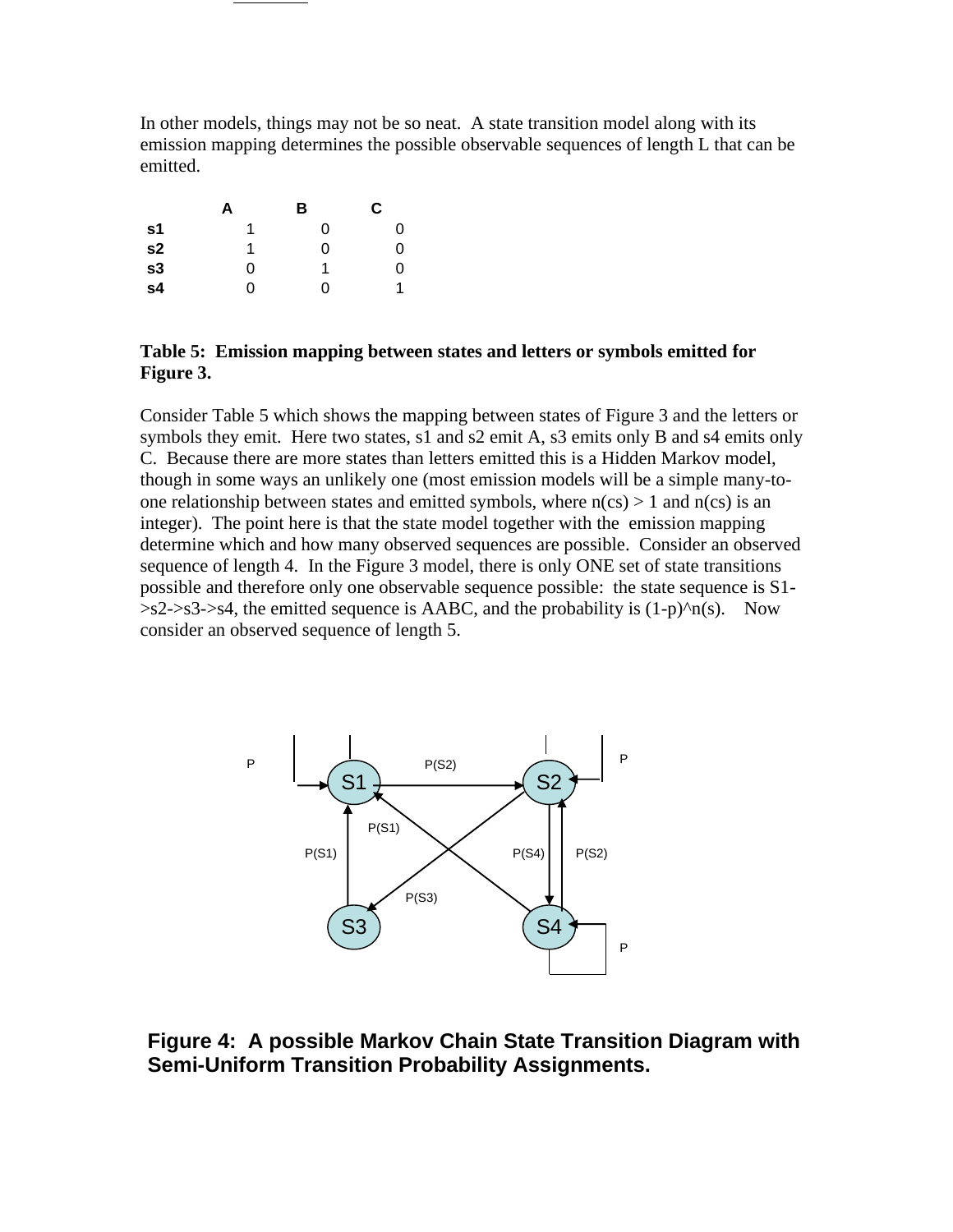In other models, things may not be so neat. A state transition model along with its emission mapping determines the possible observable sequences of length L that can be emitted.

| | A | B | C |
|---|---|---|---|
| **s1** | 1 | 0 | 0 |
| **s2** | 1 | 0 | 0 |
| **s3** | 0 | 1 | 0 |
| **s4** | 0 | 0 | 1 |

**Table 5: Emission mapping between states and letters or symbols emitted for Figure 3.**

Consider Table 5 which shows the mapping between states of Figure 3 and the letters or symbols they emit. Here two states, s1 and s2 emit A, s3 emits only B and s4 emits only C. Because there are more states than letters emitted this is a Hidden Markov model, though in some ways an unlikely one (most emission models will be a simple many-to-one relationship between states and emitted symbols, where $n(cs) > 1$ and $n(cs)$ is an integer). The point here is that the state model together with the emission mapping determine which and how many observed sequences are possible. Consider an observed sequence of length 4. In the Figure 3 model, there is only ONE set of state transitions possible and therefore only one observable sequence possible: the state sequence is S1->s2->s3->s4, the emitted sequence is AABC, and the probability is $(1-p)^{n(s)}$. Now consider an observed sequence of length 5.

**Figure 4: A possible Markov Chain State Transition Diagram with Semi-Uniform Transition Probability Assignments.**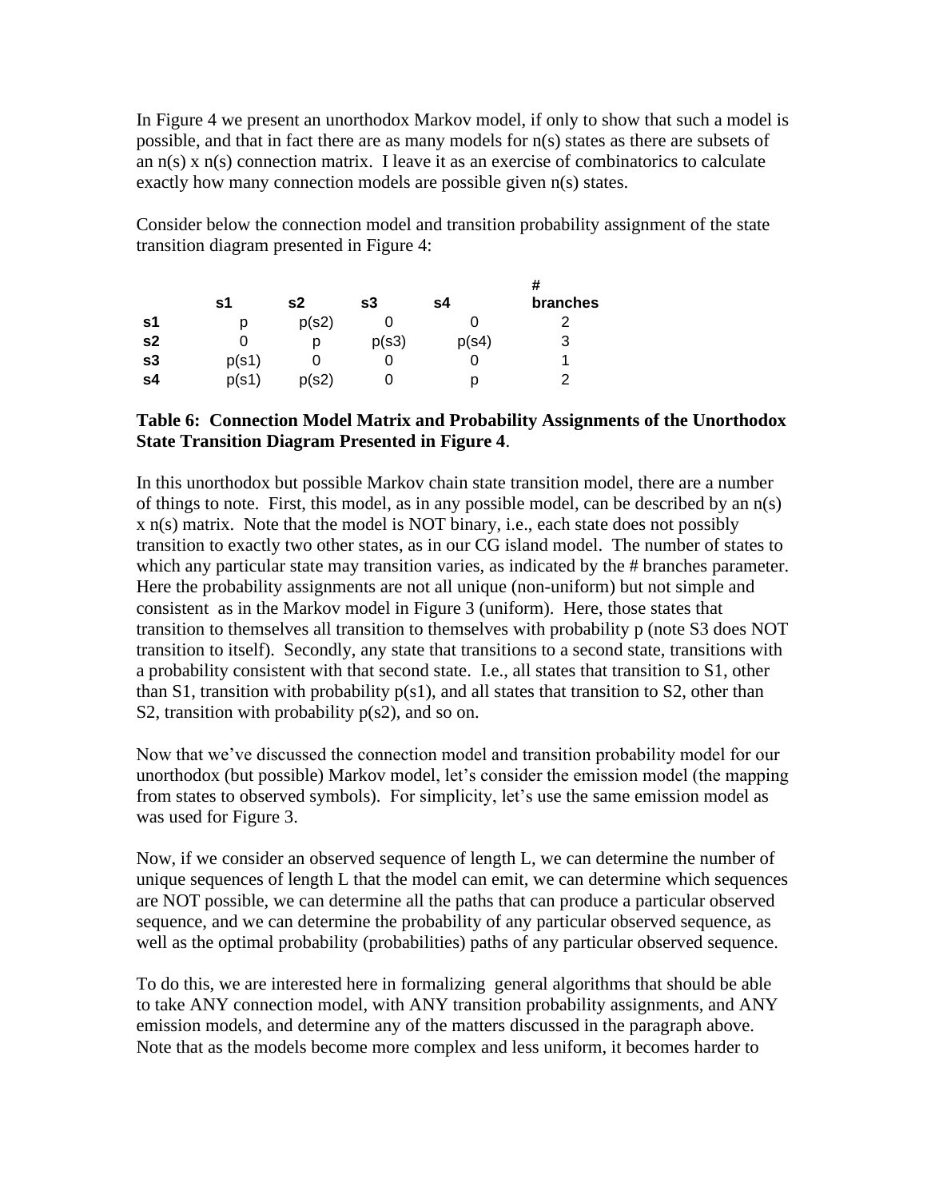In Figure 4 we present an unorthodox Markov model, if only to show that such a model is possible, and that in fact there are as many models for n(s) states as there are subsets of an n(s) x n(s) connection matrix. I leave it as an exercise of combinatorics to calculate exactly how many connection models are possible given n(s) states.

Consider below the connection model and transition probability assignment of the state transition diagram presented in Figure 4:

| | s1 | s2 | s3 | s4 | # branches |
|---|---|---|---|---|---|
| **s1** | p | p(s2) | 0 | 0 | 2 |
| **s2** | 0 | p | p(s3) | p(s4) | 3 |
| **s3** | p(s1) | 0 | 0 | 0 | 1 |
| **s4** | p(s1) | p(s2) | 0 | p | 2 |

**Table 6: Connection Model Matrix and Probability Assignments of the Unorthodox State Transition Diagram Presented in Figure 4**.

In this unorthodox but possible Markov chain state transition model, there are a number of things to note. First, this model, as in any possible model, can be described by an n(s) x n(s) matrix. Note that the model is NOT binary, i.e., each state does not possibly transition to exactly two other states, as in our CG island model. The number of states to which any particular state may transition varies, as indicated by the # branches parameter. Here the probability assignments are not all unique (non-uniform) but not simple and consistent as in the Markov model in Figure 3 (uniform). Here, those states that transition to themselves all transition to themselves with probability p (note S3 does NOT transition to itself). Secondly, any state that transitions to a second state, transitions with a probability consistent with that second state. I.e., all states that transition to S1, other than S1, transition with probability p(s1), and all states that transition to S2, other than S2, transition with probability p(s2), and so on.

Now that we've discussed the connection model and transition probability model for our unorthodox (but possible) Markov model, let's consider the emission model (the mapping from states to observed symbols). For simplicity, let's use the same emission model as was used for Figure 3.

Now, if we consider an observed sequence of length L, we can determine the number of unique sequences of length L that the model can emit, we can determine which sequences are NOT possible, we can determine all the paths that can produce a particular observed sequence, and we can determine the probability of any particular observed sequence, as well as the optimal probability (probabilities) paths of any particular observed sequence.

To do this, we are interested here in formalizing general algorithms that should be able to take ANY connection model, with ANY transition probability assignments, and ANY emission models, and determine any of the matters discussed in the paragraph above. Note that as the models become more complex and less uniform, it becomes harder to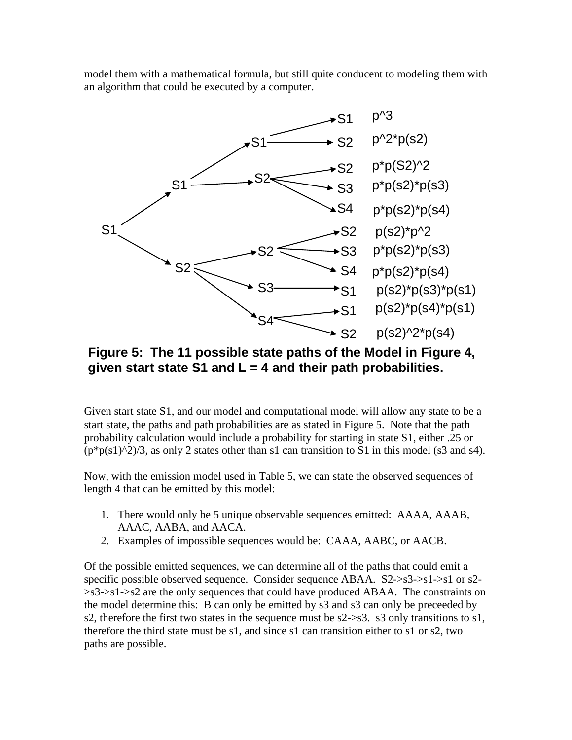model them with a mathematical formula, but still quite conducent to modeling them with an algorithm that could be executed by a computer.

**Figure 5: The 11 possible state paths of the Model in Figure 4, given start state S1 and L = 4 and their path probabilities.**

Given start state S1, and our model and computational model will allow any state to be a start state, the paths and path probabilities are as stated in Figure 5. Note that the path probability calculation would include a probability for starting in state S1, either .25 or (p*p(s1)^2)/3, as only 2 states other than s1 can transition to S1 in this model (s3 and s4).

Now, with the emission model used in Table 5, we can state the observed sequences of length 4 that can be emitted by this model:

1. There would only be 5 unique observable sequences emitted: AAAA, AAAB, AAAC, AABA, and AACA.
2. Examples of impossible sequences would be: CAAA, AABC, or AACB.

Of the possible emitted sequences, we can determine all of the paths that could emit a specific possible observed sequence. Consider sequence ABAA. S2->s3->s1->s1 or s2->s3->s1->s2 are the only sequences that could have produced ABAA. The constraints on the model determine this: B can only be emitted by s3 and s3 can only be preceeded by s2, therefore the first two states in the sequence must be s2->s3. s3 only transitions to s1, therefore the third state must be s1, and since s1 can transition either to s1 or s2, two paths are possible.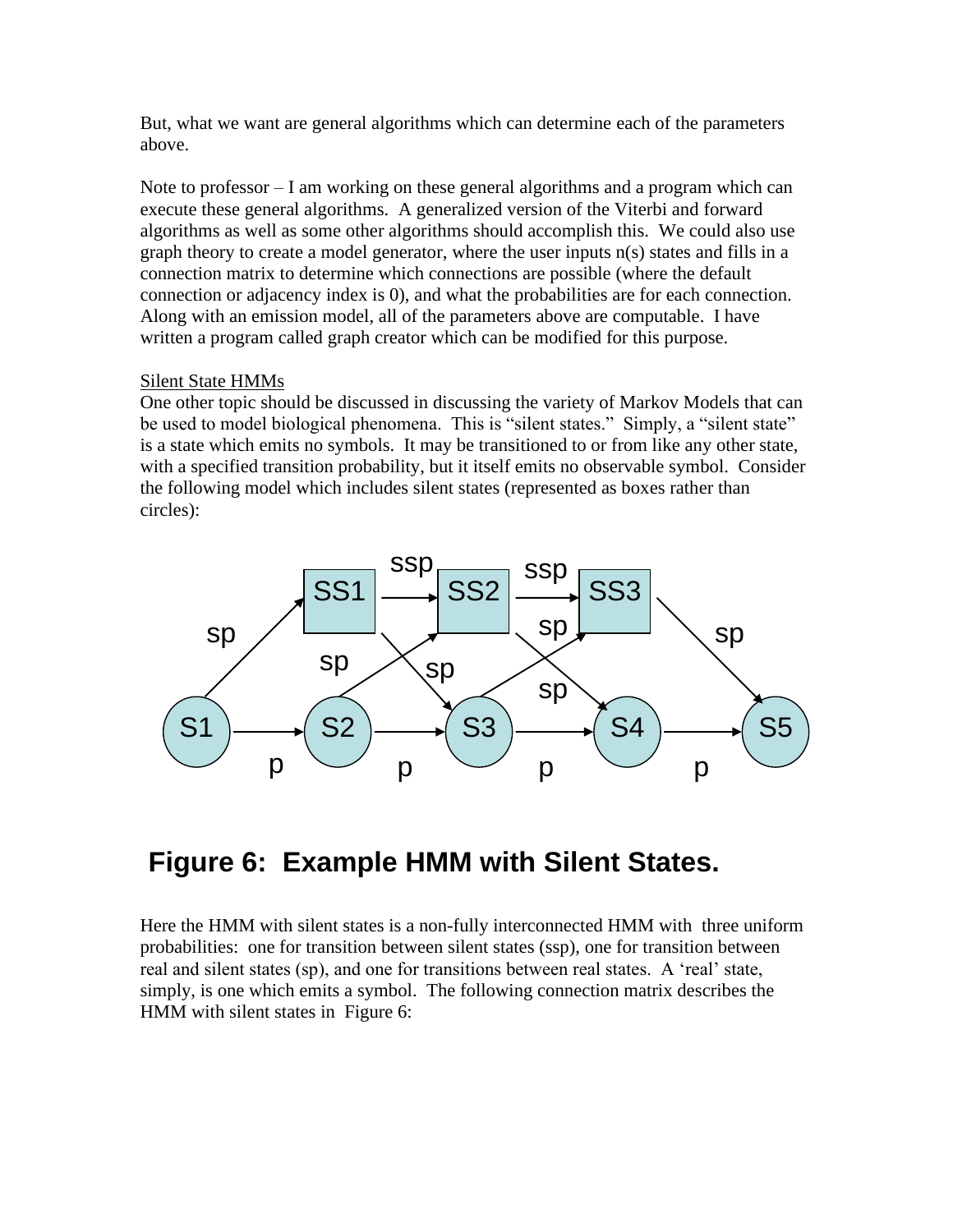But, what we want are general algorithms which can determine each of the parameters above.

Note to professor – I am working on these general algorithms and a program which can execute these general algorithms. A generalized version of the Viterbi and forward algorithms as well as some other algorithms should accomplish this. We could also use graph theory to create a model generator, where the user inputs n(s) states and fills in a connection matrix to determine which connections are possible (where the default connection or adjacency index is 0), and what the probabilities are for each connection. Along with an emission model, all of the parameters above are computable. I have written a program called graph creator which can be modified for this purpose.

Silent State HMMs

One other topic should be discussed in discussing the variety of Markov Models that can be used to model biological phenomena. This is "silent states." Simply, a "silent state" is a state which emits no symbols. It may be transitioned to or from like any other state, with a specified transition probability, but it itself emits no observable symbol. Consider the following model which includes silent states (represented as boxes rather than circles):

**Figure 6: Example HMM with Silent States.**

Here the HMM with silent states is a non-fully interconnected HMM with three uniform probabilities: one for transition between silent states (ssp), one for transition between real and silent states (sp), and one for transitions between real states. A 'real' state, simply, is one which emits a symbol. The following connection matrix describes the HMM with silent states in Figure 6: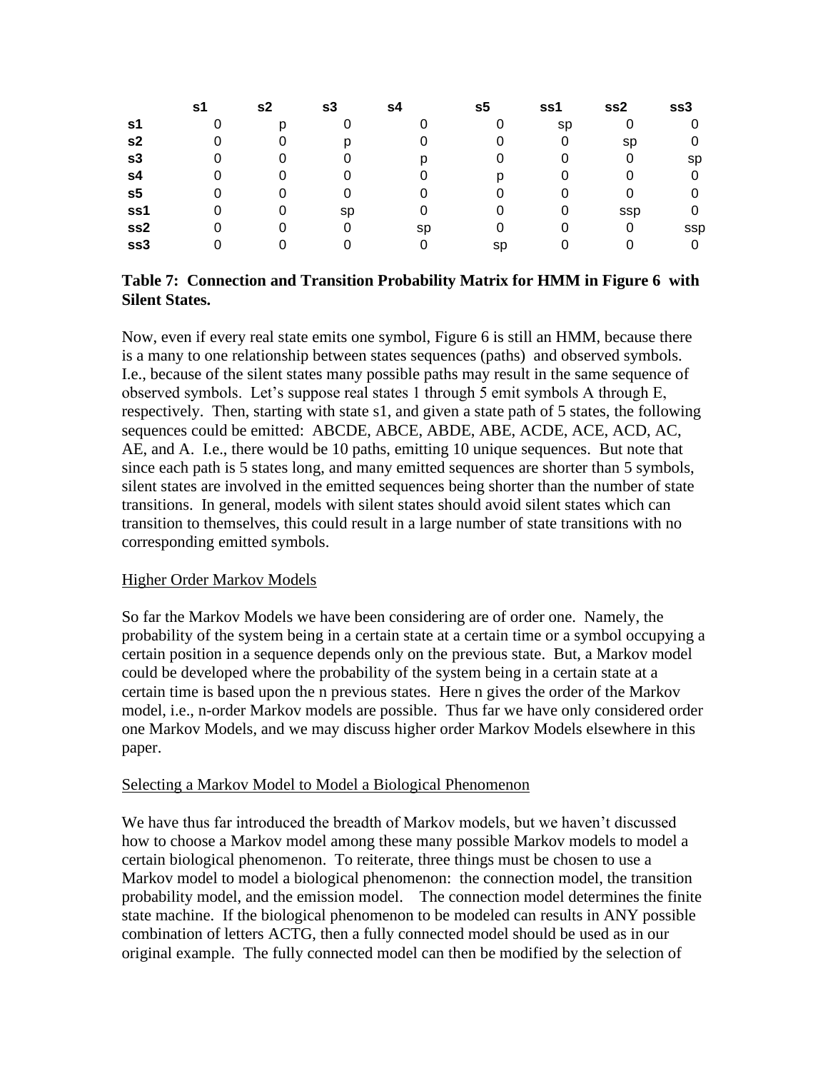| | s1 | s2 | s3 | s4 | s5 | ss1 | ss2 | ss3 |
|---|---|---|---|---|---|---|---|---|
| **s1** | 0 | p | 0 | 0 | 0 | sp | 0 | 0 |
| **s2** | 0 | 0 | p | 0 | 0 | 0 | sp | 0 |
| **s3** | 0 | 0 | 0 | p | 0 | 0 | 0 | sp |
| **s4** | 0 | 0 | 0 | 0 | p | 0 | 0 | 0 |
| **s5** | 0 | 0 | 0 | 0 | 0 | 0 | 0 | 0 |
| **ss1** | 0 | 0 | sp | 0 | 0 | 0 | ssp | 0 |
| **ss2** | 0 | 0 | 0 | sp | 0 | 0 | 0 | ssp |
| **ss3** | 0 | 0 | 0 | 0 | sp | 0 | 0 | 0 |

**Table 7: Connection and Transition Probability Matrix for HMM in Figure 6 with Silent States.**

Now, even if every real state emits one symbol, Figure 6 is still an HMM, because there is a many to one relationship between states sequences (paths) and observed symbols. I.e., because of the silent states many possible paths may result in the same sequence of observed symbols. Let's suppose real states 1 through 5 emit symbols A through E, respectively. Then, starting with state s1, and given a state path of 5 states, the following sequences could be emitted: ABCDE, ABCE, ABDE, ABE, ACDE, ACE, ACD, AC, AE, and A. I.e., there would be 10 paths, emitting 10 unique sequences. But note that since each path is 5 states long, and many emitted sequences are shorter than 5 symbols, silent states are involved in the emitted sequences being shorter than the number of state transitions. In general, models with silent states should avoid silent states which can transition to themselves, this could result in a large number of state transitions with no corresponding emitted symbols.

<u>Higher Order Markov Models</u>

So far the Markov Models we have been considering are of order one. Namely, the probability of the system being in a certain state at a certain time or a symbol occupying a certain position in a sequence depends only on the previous state. But, a Markov model could be developed where the probability of the system being in a certain state at a certain time is based upon the n previous states. Here n gives the order of the Markov model, i.e., n-order Markov models are possible. Thus far we have only considered order one Markov Models, and we may discuss higher order Markov Models elsewhere in this paper.

<u>Selecting a Markov Model to Model a Biological Phenomenon</u>

We have thus far introduced the breadth of Markov models, but we haven't discussed how to choose a Markov model among these many possible Markov models to model a certain biological phenomenon. To reiterate, three things must be chosen to use a Markov model to model a biological phenomenon: the connection model, the transition probability model, and the emission model. The connection model determines the finite state machine. If the biological phenomenon to be modeled can results in ANY possible combination of letters ACTG, then a fully connected model should be used as in our original example. The fully connected model can then be modified by the selection of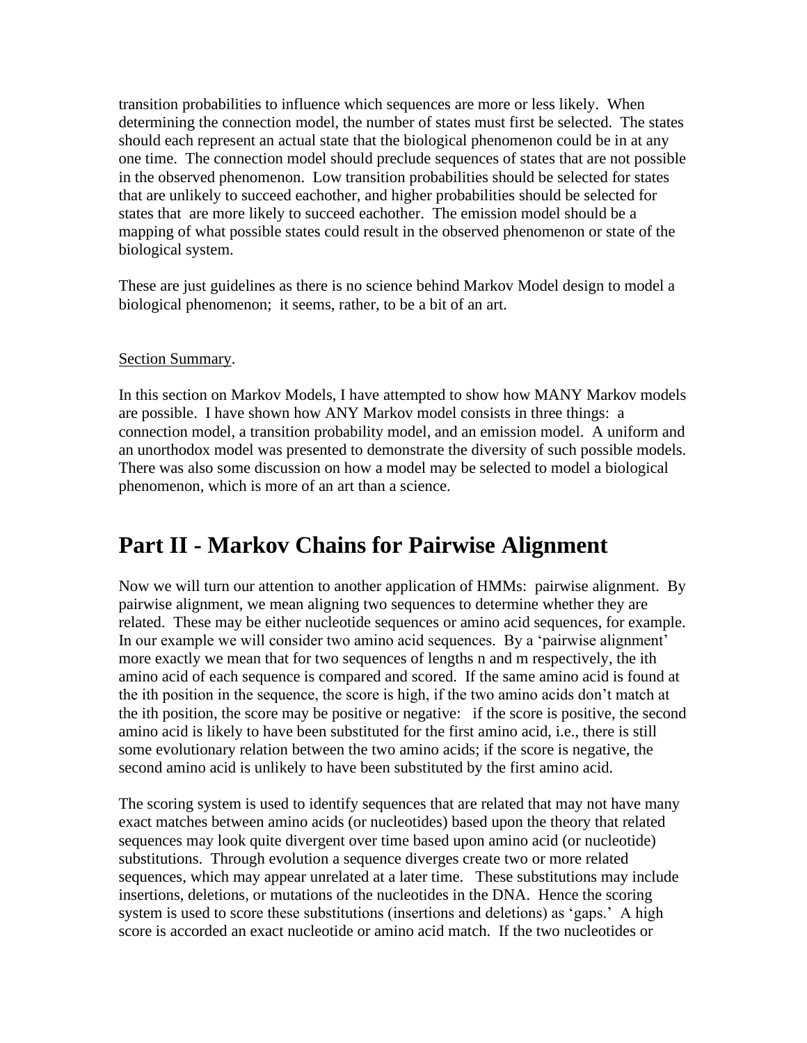transition probabilities to influence which sequences are more or less likely. When determining the connection model, the number of states must first be selected. The states should each represent an actual state that the biological phenomenon could be in at any one time. The connection model should preclude sequences of states that are not possible in the observed phenomenon. Low transition probabilities should be selected for states that are unlikely to succeed eachother, and higher probabilities should be selected for states that are more likely to succeed eachother. The emission model should be a mapping of what possible states could result in the observed phenomenon or state of the biological system.

These are just guidelines as there is no science behind Markov Model design to model a biological phenomenon; it seems, rather, to be a bit of an art.

<u>Section Summary</u>.

In this section on Markov Models, I have attempted to show how MANY Markov models are possible. I have shown how ANY Markov model consists in three things: a connection model, a transition probability model, and an emission model. A uniform and an unorthodox model was presented to demonstrate the diversity of such possible models. There was also some discussion on how a model may be selected to model a biological phenomenon, which is more of an art than a science.

# Part II - Markov Chains for Pairwise Alignment

Now we will turn our attention to another application of HMMs: pairwise alignment. By pairwise alignment, we mean aligning two sequences to determine whether they are related. These may be either nucleotide sequences or amino acid sequences, for example. In our example we will consider two amino acid sequences. By a 'pairwise alignment' more exactly we mean that for two sequences of lengths n and m respectively, the ith amino acid of each sequence is compared and scored. If the same amino acid is found at the ith position in the sequence, the score is high, if the two amino acids don't match at the ith position, the score may be positive or negative: if the score is positive, the second amino acid is likely to have been substituted for the first amino acid, i.e., there is still some evolutionary relation between the two amino acids; if the score is negative, the second amino acid is unlikely to have been substituted by the first amino acid.

The scoring system is used to identify sequences that are related that may not have many exact matches between amino acids (or nucleotides) based upon the theory that related sequences may look quite divergent over time based upon amino acid (or nucleotide) substitutions. Through evolution a sequence diverges create two or more related sequences, which may appear unrelated at a later time. These substitutions may include insertions, deletions, or mutations of the nucleotides in the DNA. Hence the scoring system is used to score these substitutions (insertions and deletions) as 'gaps.' A high score is accorded an exact nucleotide or amino acid match. If the two nucleotides or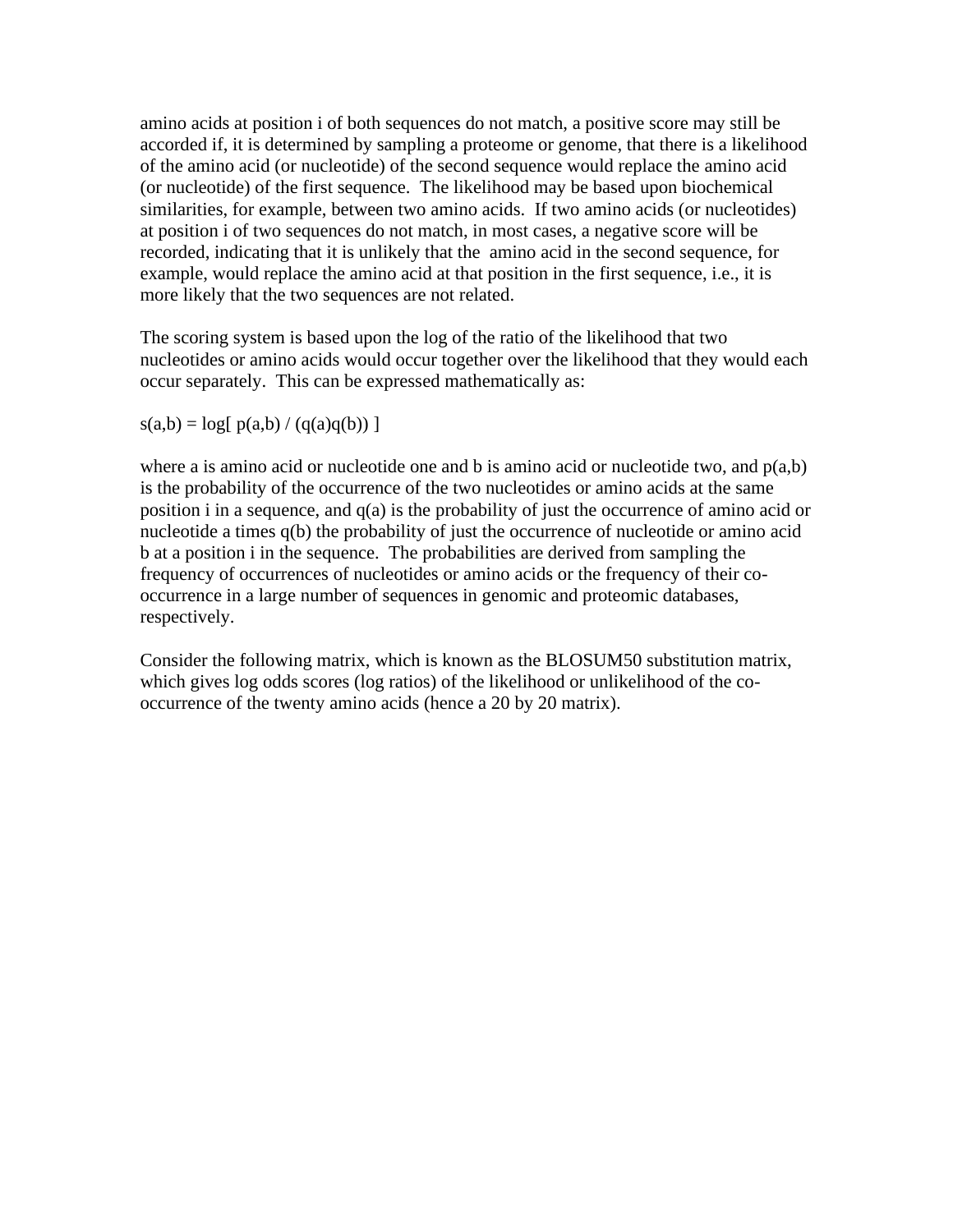amino acids at position i of both sequences do not match, a positive score may still be accorded if, it is determined by sampling a proteome or genome, that there is a likelihood of the amino acid (or nucleotide) of the second sequence would replace the amino acid (or nucleotide) of the first sequence. The likelihood may be based upon biochemical similarities, for example, between two amino acids. If two amino acids (or nucleotides) at position i of two sequences do not match, in most cases, a negative score will be recorded, indicating that it is unlikely that the amino acid in the second sequence, for example, would replace the amino acid at that position in the first sequence, i.e., it is more likely that the two sequences are not related.

The scoring system is based upon the log of the ratio of the likelihood that two nucleotides or amino acids would occur together over the likelihood that they would each occur separately. This can be expressed mathematically as:

$$s(a,b) = \log[\, p(a,b) / (q(a)q(b)) \,]$$

where a is amino acid or nucleotide one and b is amino acid or nucleotide two, and $p(a,b)$ is the probability of the occurrence of the two nucleotides or amino acids at the same position i in a sequence, and $q(a)$ is the probability of just the occurrence of amino acid or nucleotide a times $q(b)$ the probability of just the occurrence of nucleotide or amino acid b at a position i in the sequence. The probabilities are derived from sampling the frequency of occurrences of nucleotides or amino acids or the frequency of their co-occurrence in a large number of sequences in genomic and proteomic databases, respectively.

Consider the following matrix, which is known as the BLOSUM50 substitution matrix, which gives log odds scores (log ratios) of the likelihood or unlikelihood of the co-occurrence of the twenty amino acids (hence a 20 by 20 matrix).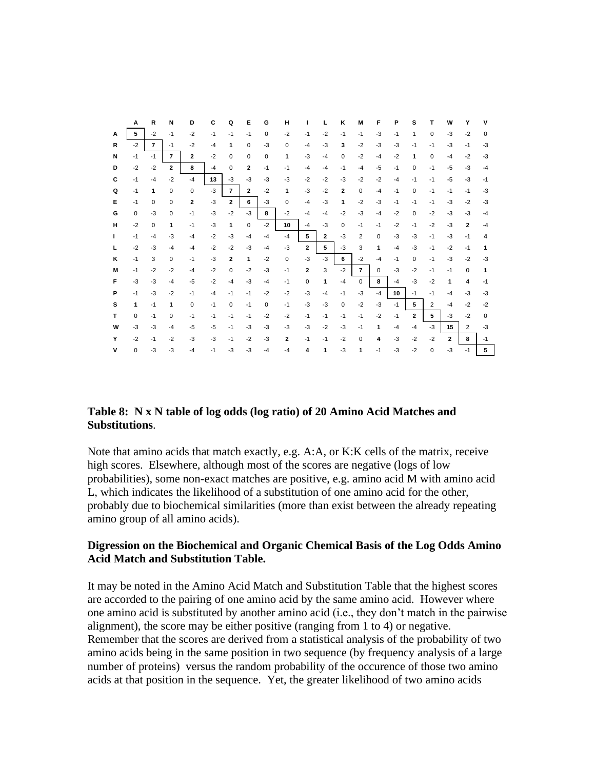|   | A | R | N | D | C | Q | E | G | H | I | L | K | M | F | P | S | T | W | Y | V |
|---|---|---|---|---|---|---|---|---|---|---|---|---|---|---|---|---|---|---|---|---|
| **A** | **5** | -2 | -1 | -2 | -1 | -1 | -1 | 0 | -2 | -1 | -2 | -1 | -1 | -3 | -1 | 1 | 0 | -3 | -2 | 0 |
| **R** | -2 | **7** | -1 | -2 | -4 | **1** | 0 | -3 | 0 | -4 | -3 | **3** | -2 | -3 | -3 | -1 | -1 | -3 | -1 | -3 |
| **N** | -1 | -1 | **7** | **2** | -2 | 0 | 0 | 0 | **1** | -3 | -4 | 0 | -2 | -4 | -2 | **1** | 0 | -4 | -2 | -3 |
| **D** | -2 | -2 | **2** | **8** | -4 | 0 | **2** | -1 | -1 | -4 | -4 | -1 | -4 | -5 | -1 | 0 | -1 | -5 | -3 | -4 |
| **C** | -1 | -4 | -2 | -4 | **13** | -3 | -3 | -3 | -3 | -2 | -2 | -3 | -2 | -2 | -4 | -1 | -1 | -5 | -3 | -1 |
| **Q** | -1 | **1** | 0 | 0 | -3 | **7** | **2** | -2 | **1** | -3 | -2 | **2** | 0 | -4 | -1 | 0 | -1 | -1 | -1 | -3 |
| **E** | -1 | 0 | 0 | **2** | -3 | **2** | **6** | -3 | 0 | -4 | -3 | **1** | -2 | -3 | -1 | -1 | -1 | -3 | -2 | -3 |
| **G** | 0 | -3 | 0 | -1 | -3 | -2 | -3 | **8** | -2 | -4 | -4 | -2 | -3 | -4 | -2 | 0 | -2 | -3 | -3 | -4 |
| **H** | -2 | 0 | **1** | -1 | -3 | **1** | 0 | -2 | **10** | -4 | -3 | 0 | -1 | -1 | -2 | -1 | -2 | -3 | **2** | -4 |
| **I** | -1 | -4 | -3 | -4 | -2 | -3 | -4 | -4 | -4 | **5** | **2** | -3 | 2 | 0 | -3 | -3 | -1 | -3 | -1 | **4** |
| **L** | -2 | -3 | -4 | -4 | -2 | -2 | -3 | -4 | -3 | **2** | **5** | -3 | 3 | **1** | -4 | -3 | -1 | -2 | -1 | **1** |
| **K** | -1 | 3 | 0 | -1 | -3 | **2** | **1** | -2 | 0 | -3 | -3 | **6** | -2 | -4 | -1 | 0 | -1 | -3 | -2 | -3 |
| **M** | -1 | -2 | -2 | -4 | -2 | 0 | -2 | -3 | -1 | **2** | 3 | -2 | **7** | 0 | -3 | -2 | -1 | -1 | 0 | **1** |
| **F** | -3 | -3 | -4 | -5 | -2 | -4 | -3 | -4 | -1 | 0 | **1** | -4 | 0 | **8** | -4 | -3 | -2 | **1** | **4** | -1 |
| **P** | -1 | -3 | -2 | -1 | -4 | -1 | -1 | -2 | -2 | -3 | -4 | -1 | -3 | -4 | **10** | -1 | -1 | -4 | -3 | -3 |
| **S** | **1** | -1 | **1** | 0 | -1 | 0 | -1 | 0 | -1 | -3 | -3 | 0 | -2 | -3 | -1 | **5** | 2 | -4 | -2 | -2 |
| **T** | 0 | -1 | 0 | -1 | -1 | -1 | -1 | -2 | -2 | -1 | -1 | -1 | -1 | -2 | -1 | **2** | **5** | -3 | -2 | 0 |
| **W** | -3 | -3 | -4 | -5 | -5 | -1 | -3 | -3 | -3 | -3 | -2 | -3 | -1 | **1** | -4 | -4 | -3 | **15** | 2 | -3 |
| **Y** | -2 | -1 | -2 | -3 | -3 | -1 | -2 | -3 | **2** | -1 | -1 | -2 | 0 | **4** | -3 | -2 | -2 | **2** | **8** | -1 |
| **V** | 0 | -3 | -3 | -4 | -1 | -3 | -3 | -4 | -4 | **4** | **1** | -3 | **1** | -1 | -3 | -2 | 0 | -3 | -1 | **5** |

**Table 8: N x N table of log odds (log ratio) of 20 Amino Acid Matches and Substitutions**.

Note that amino acids that match exactly, e.g. A:A, or K:K cells of the matrix, receive high scores. Elsewhere, although most of the scores are negative (logs of low probabilities), some non-exact matches are positive, e.g. amino acid M with amino acid L, which indicates the likelihood of a substitution of one amino acid for the other, probably due to biochemical similarities (more than exist between the already repeating amino group of all amino acids).

**Digression on the Biochemical and Organic Chemical Basis of the Log Odds Amino Acid Match and Substitution Table.**

It may be noted in the Amino Acid Match and Substitution Table that the highest scores are accorded to the pairing of one amino acid by the same amino acid. However where one amino acid is substituted by another amino acid (i.e., they don't match in the pairwise alignment), the score may be either positive (ranging from 1 to 4) or negative. Remember that the scores are derived from a statistical analysis of the probability of two amino acids being in the same position in two sequence (by frequency analysis of a large number of proteins) versus the random probability of the occurence of those two amino acids at that position in the sequence. Yet, the greater likelihood of two amino acids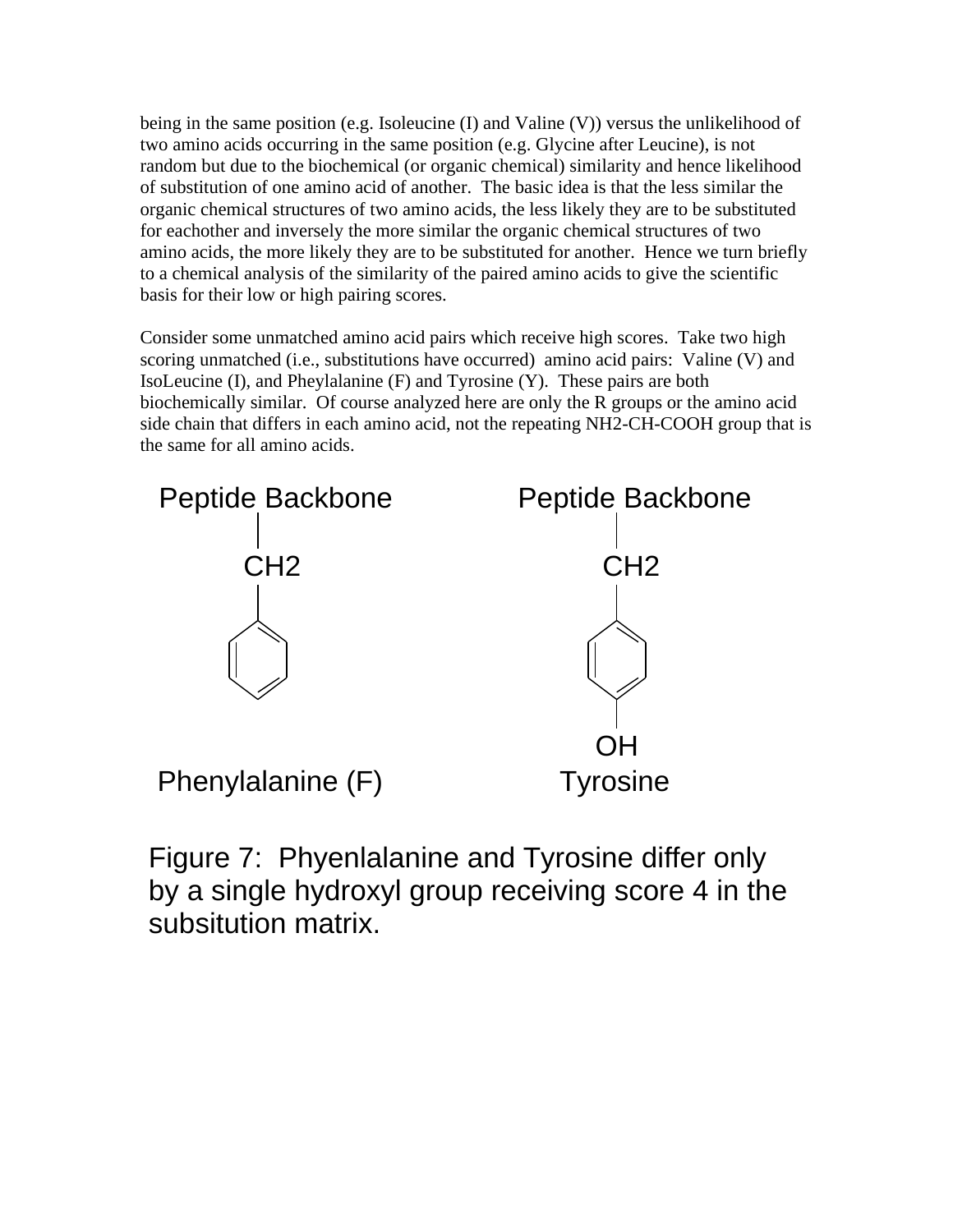being in the same position (e.g. Isoleucine (I) and Valine (V)) versus the unlikelihood of two amino acids occurring in the same position (e.g. Glycine after Leucine), is not random but due to the biochemical (or organic chemical) similarity and hence likelihood of substitution of one amino acid of another. The basic idea is that the less similar the organic chemical structures of two amino acids, the less likely they are to be substituted for eachother and inversely the more similar the organic chemical structures of two amino acids, the more likely they are to be substituted for another. Hence we turn briefly to a chemical analysis of the similarity of the paired amino acids to give the scientific basis for their low or high pairing scores.

Consider some unmatched amino acid pairs which receive high scores. Take two high scoring unmatched (i.e., substitutions have occurred) amino acid pairs: Valine (V) and IsoLeucine (I), and Pheylalanine (F) and Tyrosine (Y). These pairs are both biochemically similar. Of course analyzed here are only the R groups or the amino acid side chain that differs in each amino acid, not the repeating NH2-CH-COOH group that is the same for all amino acids.

Peptide Backbone — CH2 — (benzene ring): Phenylalanine (F)

Peptide Backbone — CH2 — (benzene ring) — OH: Tyrosine

Figure 7: Phyenlalanine and Tyrosine differ only by a single hydroxyl group receiving score 4 in the subsitution matrix.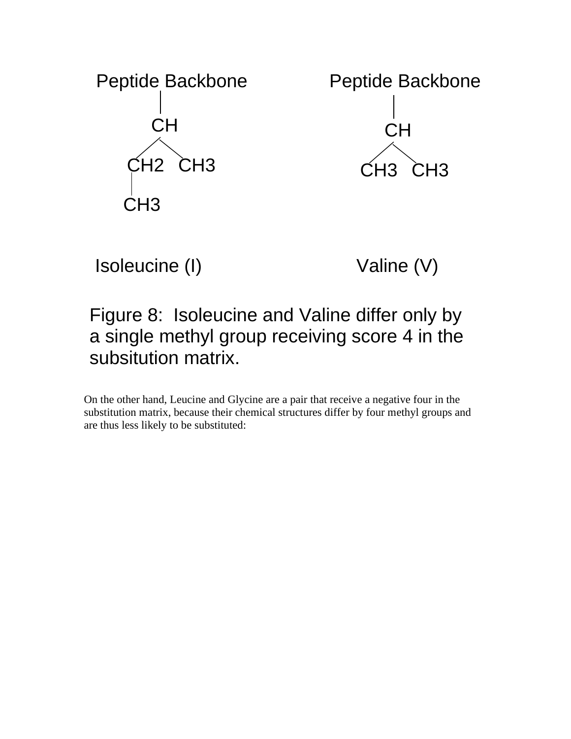```
Peptide Backbone          Peptide Backbone
       |                         |
       CH                        CH
      /  \                      /  \
   CH2    CH3                CH3    CH3
    |
   CH3

Isoleucine (I)               Valine (V)
```

Figure 8: Isoleucine and Valine differ only by a single methyl group receiving score 4 in the subsitution matrix.

On the other hand, Leucine and Glycine are a pair that receive a negative four in the substitution matrix, because their chemical structures differ by four methyl groups and are thus less likely to be substituted: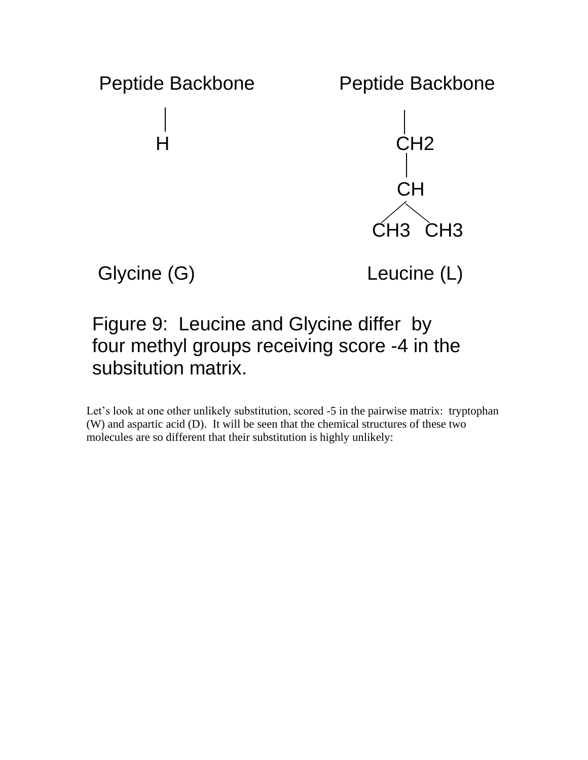Peptide Backbone                    Peptide Backbone

```
Peptide Backbone        Peptide Backbone
       |                        |
       H                       CH2
                                |
                                CH
                               /  \
                            CH3    CH3

   Glycine (G)              Leucine (L)
```

Figure 9: Leucine and Glycine differ by four methyl groups receiving score -4 in the subsitution matrix.

Let's look at one other unlikely substitution, scored -5 in the pairwise matrix: tryptophan (W) and aspartic acid (D). It will be seen that the chemical structures of these two molecules are so different that their substitution is highly unlikely: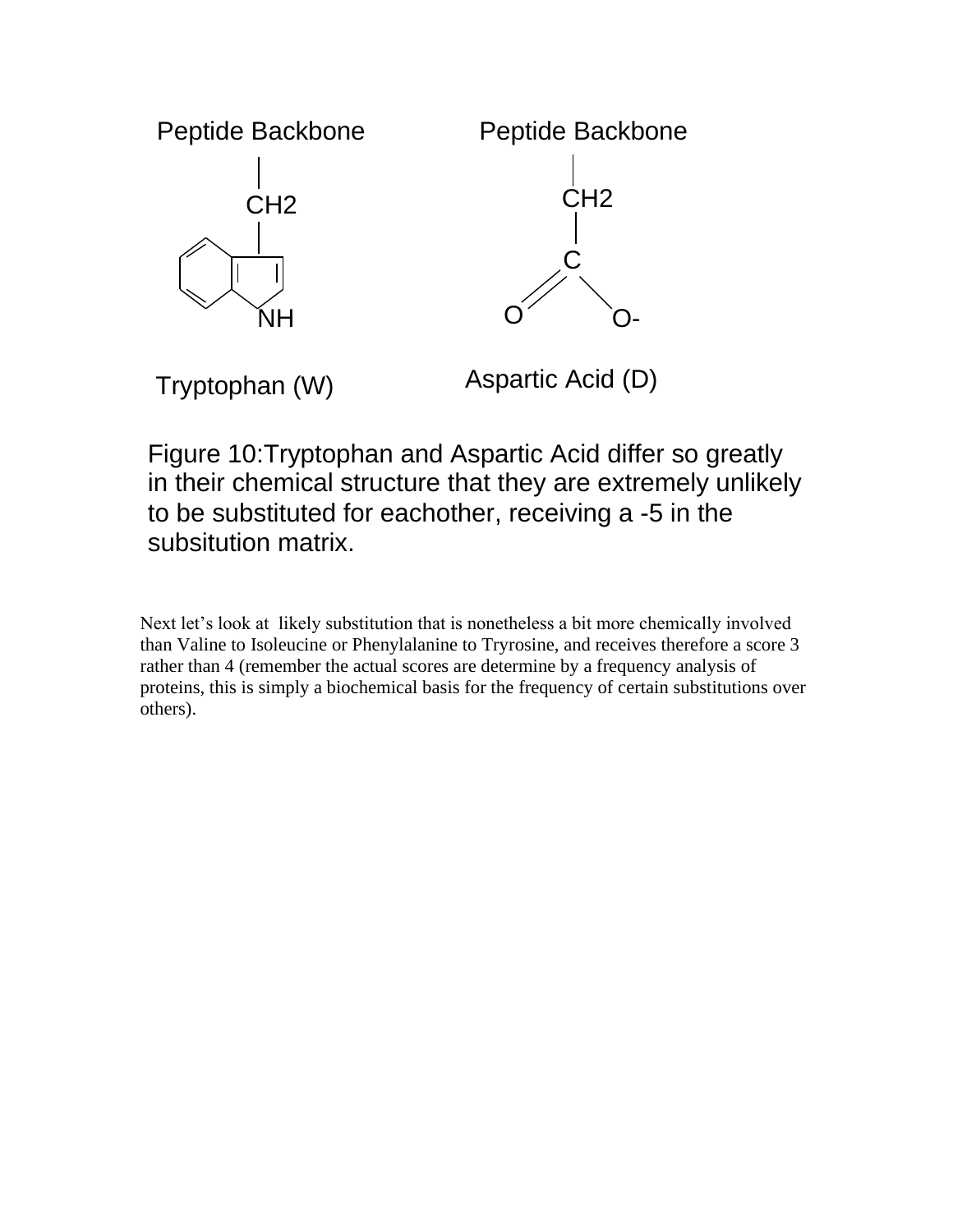Figure 10:Tryptophan and Aspartic Acid differ so greatly in their chemical structure that they are extremely unlikely to be substituted for eachother, receiving a -5 in the subsitution matrix.

Next let's look at likely substitution that is nonetheless a bit more chemically involved than Valine to Isoleucine or Phenylalanine to Tryrosine, and receives therefore a score 3 rather than 4 (remember the actual scores are determine by a frequency analysis of proteins, this is simply a biochemical basis for the frequency of certain substitutions over others).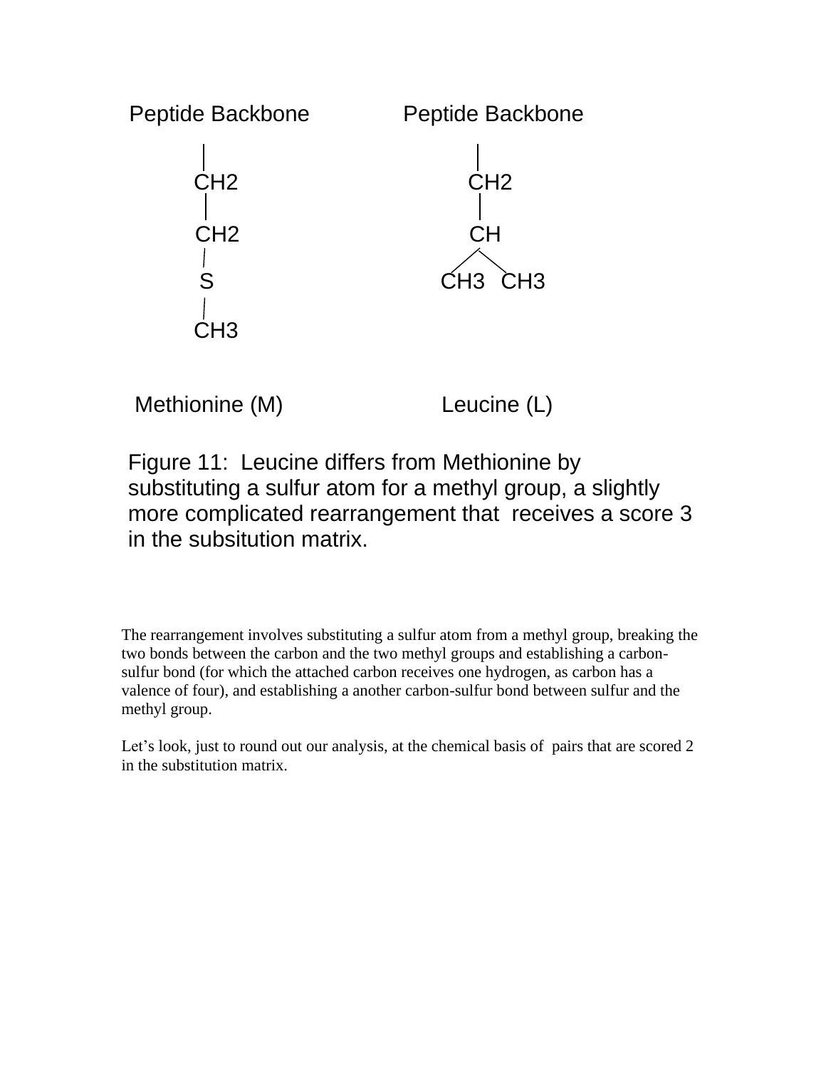Peptide Backbone

```
Peptide Backbone          Peptide Backbone
       |                         |
      CH2                       CH2
       |                         |
      CH2                       CH
       |                        /  \
       S                     CH3   CH3
       |
      CH3

 Methionine (M)             Leucine (L)
```

Methionine (M) Leucine (L)

Figure 11: Leucine differs from Methionine by substituting a sulfur atom for a methyl group, a slightly more complicated rearrangement that receives a score 3 in the subsitution matrix.

The rearrangement involves substituting a sulfur atom from a methyl group, breaking the two bonds between the carbon and the two methyl groups and establishing a carbon-sulfur bond (for which the attached carbon receives one hydrogen, as carbon has a valence of four), and establishing a another carbon-sulfur bond between sulfur and the methyl group.

Let's look, just to round out our analysis, at the chemical basis of pairs that are scored 2 in the substitution matrix.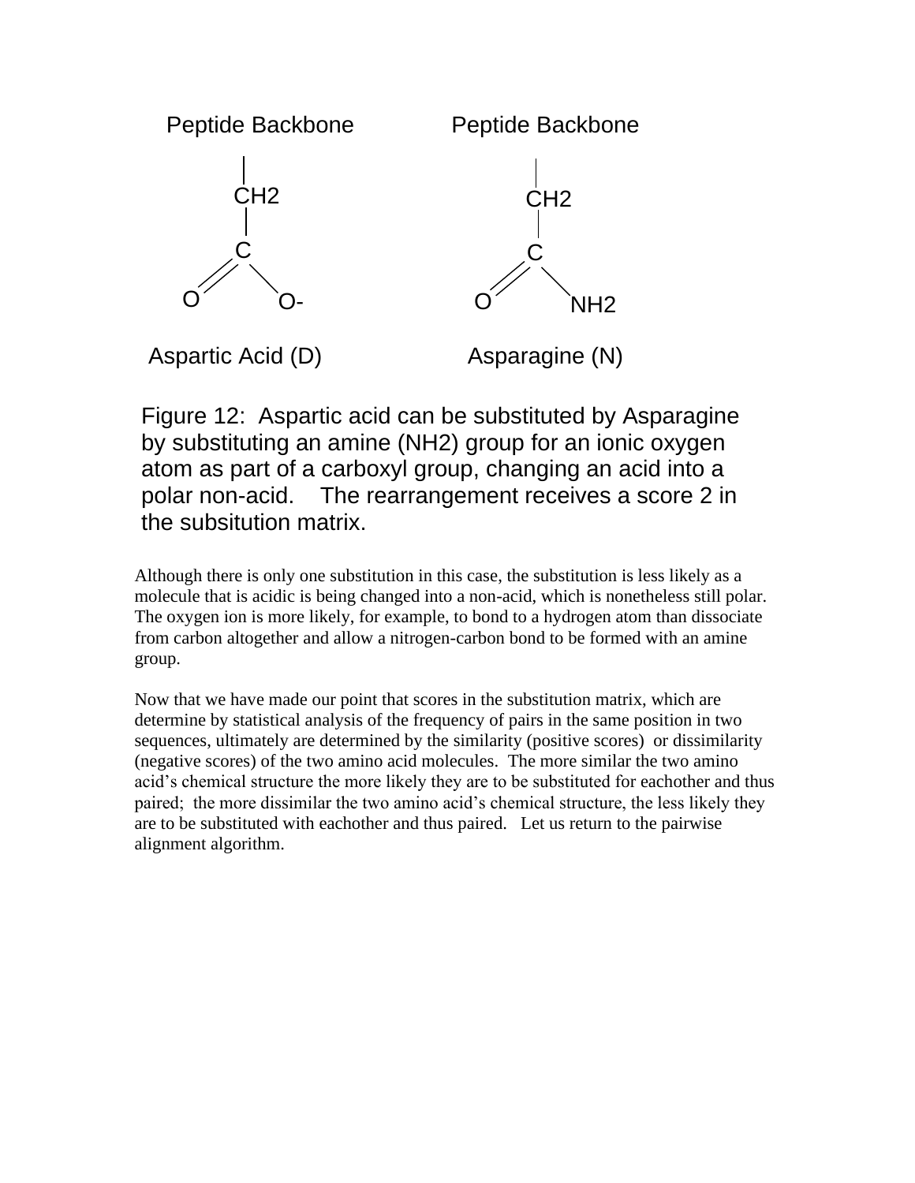Peptide Backbone — $CH_2$ — C(=O)O- : Aspartic Acid (D)

Peptide Backbone — $CH_2$ — C(=O)$NH_2$ : Asparagine (N)

Figure 12: Aspartic acid can be substituted by Asparagine by substituting an amine (NH2) group for an ionic oxygen atom as part of a carboxyl group, changing an acid into a polar non-acid. The rearrangement receives a score 2 in the subsitution matrix.

Although there is only one substitution in this case, the substitution is less likely as a molecule that is acidic is being changed into a non-acid, which is nonetheless still polar. The oxygen ion is more likely, for example, to bond to a hydrogen atom than dissociate from carbon altogether and allow a nitrogen-carbon bond to be formed with an amine group.

Now that we have made our point that scores in the substitution matrix, which are determine by statistical analysis of the frequency of pairs in the same position in two sequences, ultimately are determined by the similarity (positive scores) or dissimilarity (negative scores) of the two amino acid molecules. The more similar the two amino acid's chemical structure the more likely they are to be substituted for eachother and thus paired; the more dissimilar the two amino acid's chemical structure, the less likely they are to be substituted with eachother and thus paired. Let us return to the pairwise alignment algorithm.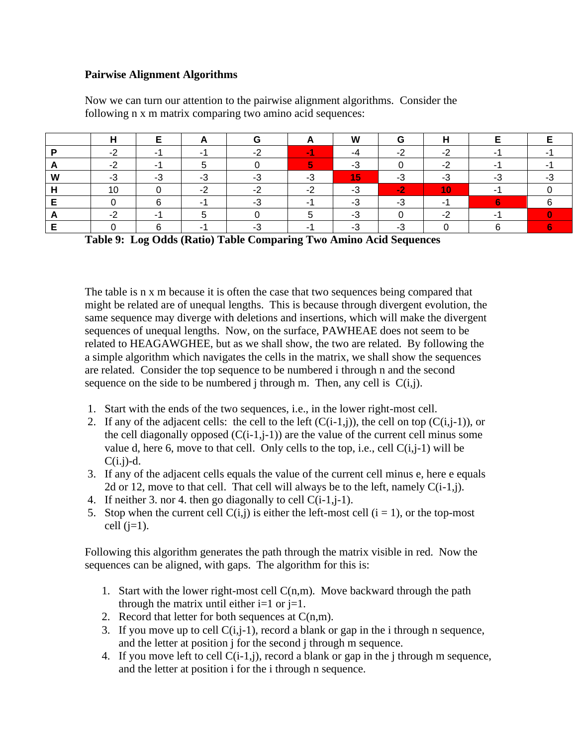**Pairwise Alignment Algorithms**

Now we can turn our attention to the pairwise alignment algorithms. Consider the following n x m matrix comparing two amino acid sequences:

| | H | E | A | G | A | W | G | H | E | E |
|---|---|---|---|---|---|---|---|---|---|---|
| **P** | -2 | -1 | -1 | -2 | **-1** | -4 | -2 | -2 | -1 | -1 |
| **A** | -2 | -1 | 5 | 0 | **5** | -3 | 0 | -2 | -1 | -1 |
| **W** | -3 | -3 | -3 | -3 | -3 | **15** | -3 | -3 | -3 | -3 |
| **H** | 10 | 0 | -2 | -2 | -2 | -3 | **-2** | **10** | -1 | 0 |
| **E** | 0 | 6 | -1 | -3 | -1 | -3 | -3 | -1 | **6** | 6 |
| **A** | -2 | -1 | 5 | 0 | 5 | -3 | 0 | -2 | -1 | **0** |
| **E** | 0 | 6 | -1 | -3 | -1 | -3 | -3 | 0 | 6 | **6** |

**Table 9: Log Odds (Ratio) Table Comparing Two Amino Acid Sequences**

The table is n x m because it is often the case that two sequences being compared that might be related are of unequal lengths. This is because through divergent evolution, the same sequence may diverge with deletions and insertions, which will make the divergent sequences of unequal lengths. Now, on the surface, PAWHEAE does not seem to be related to HEAGAWGHEE, but as we shall show, the two are related. By following the a simple algorithm which navigates the cells in the matrix, we shall show the sequences are related. Consider the top sequence to be numbered i through n and the second sequence on the side to be numbered j through m. Then, any cell is C(i,j).

1. Start with the ends of the two sequences, i.e., in the lower right-most cell.
2. If any of the adjacent cells: the cell to the left (C(i-1,j)), the cell on top (C(i,j-1)), or the cell diagonally opposed (C(i-1,j-1)) are the value of the current cell minus some value d, here 6, move to that cell. Only cells to the top, i.e., cell C(i,j-1) will be C(i.j)-d.
3. If any of the adjacent cells equals the value of the current cell minus e, here e equals 2d or 12, move to that cell. That cell will always be to the left, namely C(i-1,j).
4. If neither 3. nor 4. then go diagonally to cell C(i-1,j-1).
5. Stop when the current cell C(i,j) is either the left-most cell (i = 1), or the top-most cell (j=1).

Following this algorithm generates the path through the matrix visible in red. Now the sequences can be aligned, with gaps. The algorithm for this is:

1. Start with the lower right-most cell C(n,m). Move backward through the path through the matrix until either i=1 or j=1.
2. Record that letter for both sequences at C(n,m).
3. If you move up to cell C(i,j-1), record a blank or gap in the i through n sequence, and the letter at position j for the second j through m sequence.
4. If you move left to cell C(i-1,j), record a blank or gap in the j through m sequence, and the letter at position i for the i through n sequence.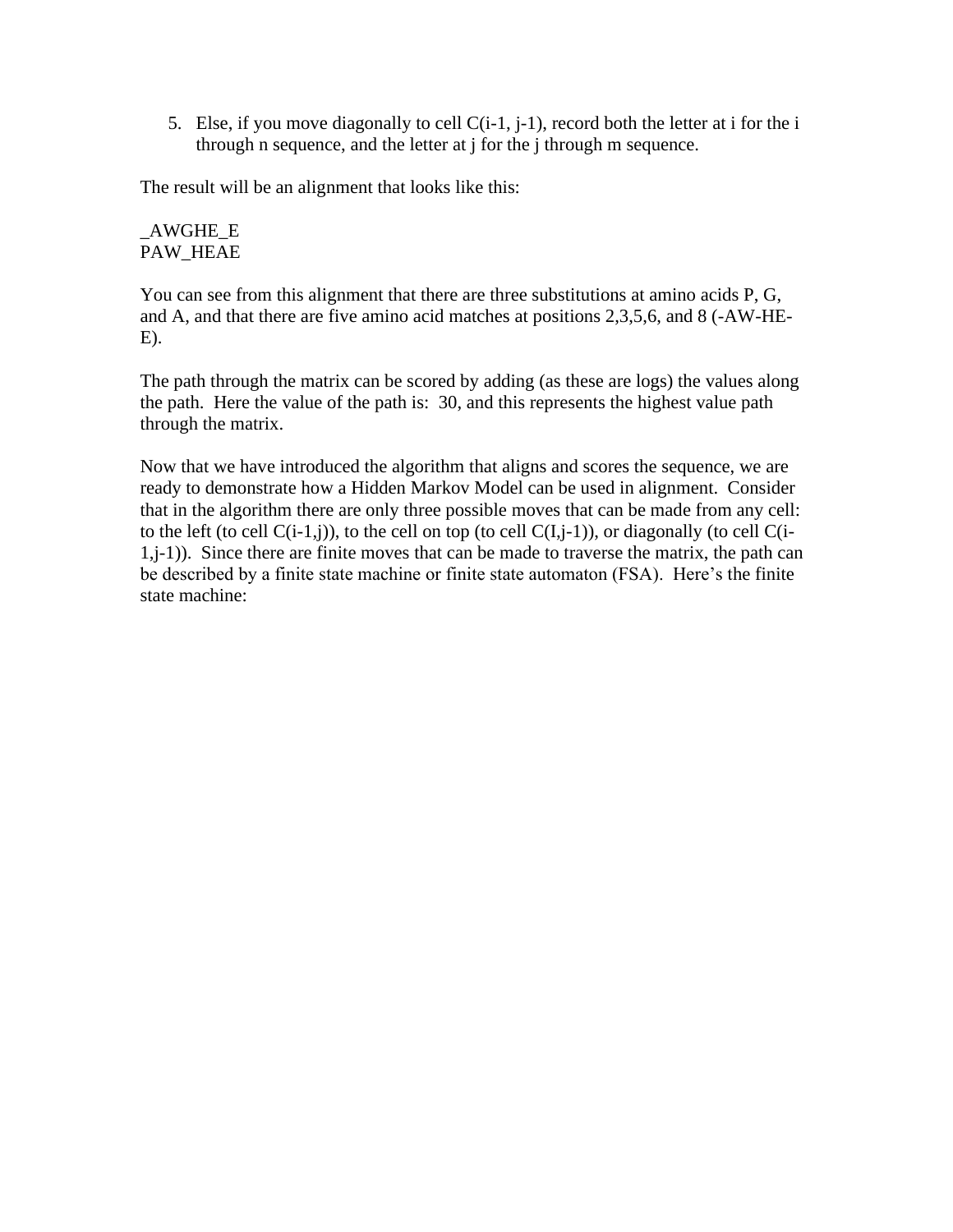5. Else, if you move diagonally to cell C(i-1, j-1), record both the letter at i for the i through n sequence, and the letter at j for the j through m sequence.

The result will be an alignment that looks like this:

_AWGHE_E
PAW_HEAE

You can see from this alignment that there are three substitutions at amino acids P, G, and A, and that there are five amino acid matches at positions 2,3,5,6, and 8 (-AW-HE-E).

The path through the matrix can be scored by adding (as these are logs) the values along the path. Here the value of the path is: 30, and this represents the highest value path through the matrix.

Now that we have introduced the algorithm that aligns and scores the sequence, we are ready to demonstrate how a Hidden Markov Model can be used in alignment. Consider that in the algorithm there are only three possible moves that can be made from any cell: to the left (to cell C(i-1,j)), to the cell on top (to cell C(I,j-1)), or diagonally (to cell C(i-1,j-1)). Since there are finite moves that can be made to traverse the matrix, the path can be described by a finite state machine or finite state automaton (FSA). Here's the finite state machine: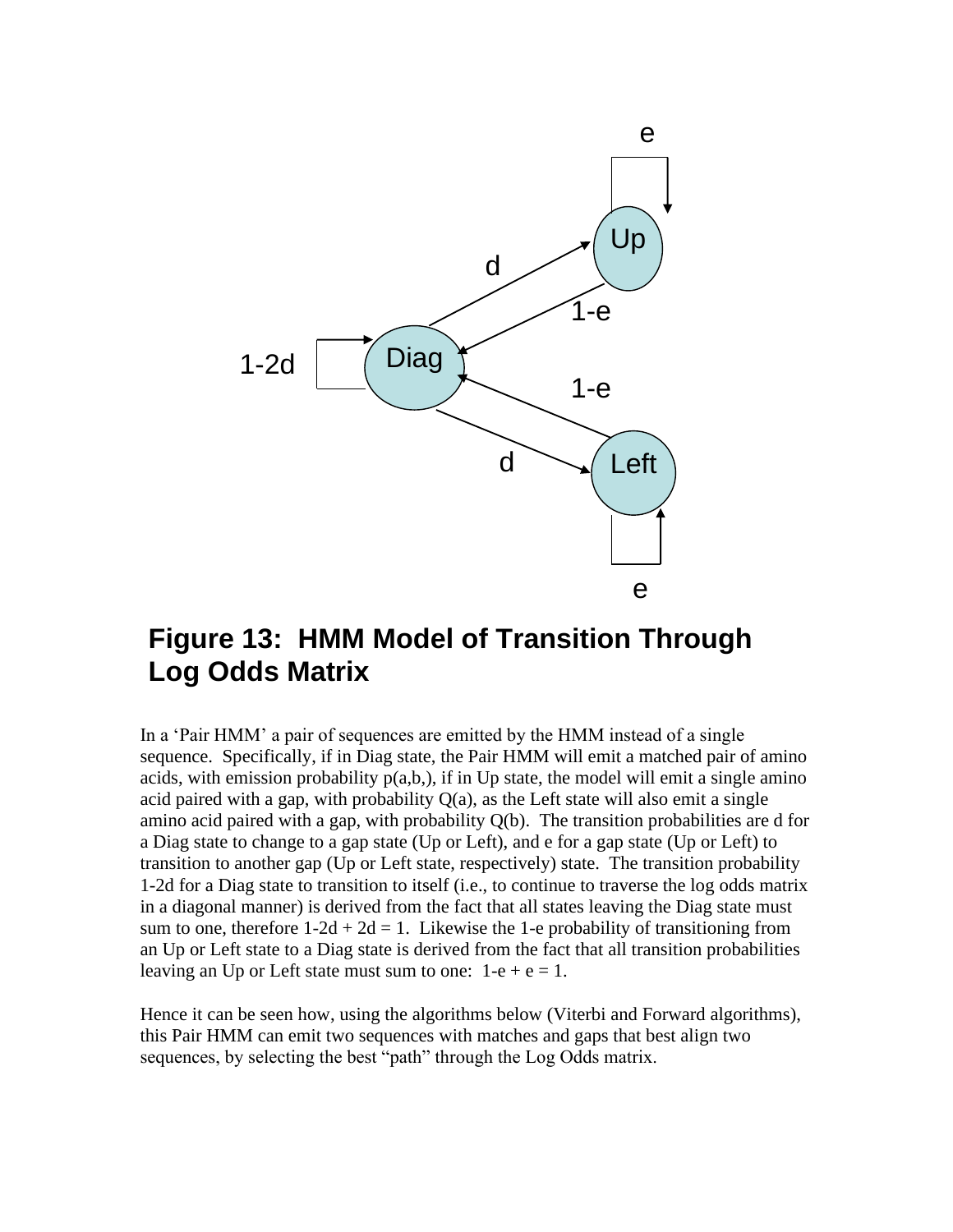**Figure 13: HMM Model of Transition Through Log Odds Matrix**

In a 'Pair HMM' a pair of sequences are emitted by the HMM instead of a single sequence. Specifically, if in Diag state, the Pair HMM will emit a matched pair of amino acids, with emission probability p(a,b,), if in Up state, the model will emit a single amino acid paired with a gap, with probability Q(a), as the Left state will also emit a single amino acid paired with a gap, with probability Q(b). The transition probabilities are d for a Diag state to change to a gap state (Up or Left), and e for a gap state (Up or Left) to transition to another gap (Up or Left state, respectively) state. The transition probability 1-2d for a Diag state to transition to itself (i.e., to continue to traverse the log odds matrix in a diagonal manner) is derived from the fact that all states leaving the Diag state must sum to one, therefore $1-2d + 2d = 1$. Likewise the 1-e probability of transitioning from an Up or Left state to a Diag state is derived from the fact that all transition probabilities leaving an Up or Left state must sum to one: $1-e + e = 1$.

Hence it can be seen how, using the algorithms below (Viterbi and Forward algorithms), this Pair HMM can emit two sequences with matches and gaps that best align two sequences, by selecting the best "path" through the Log Odds matrix.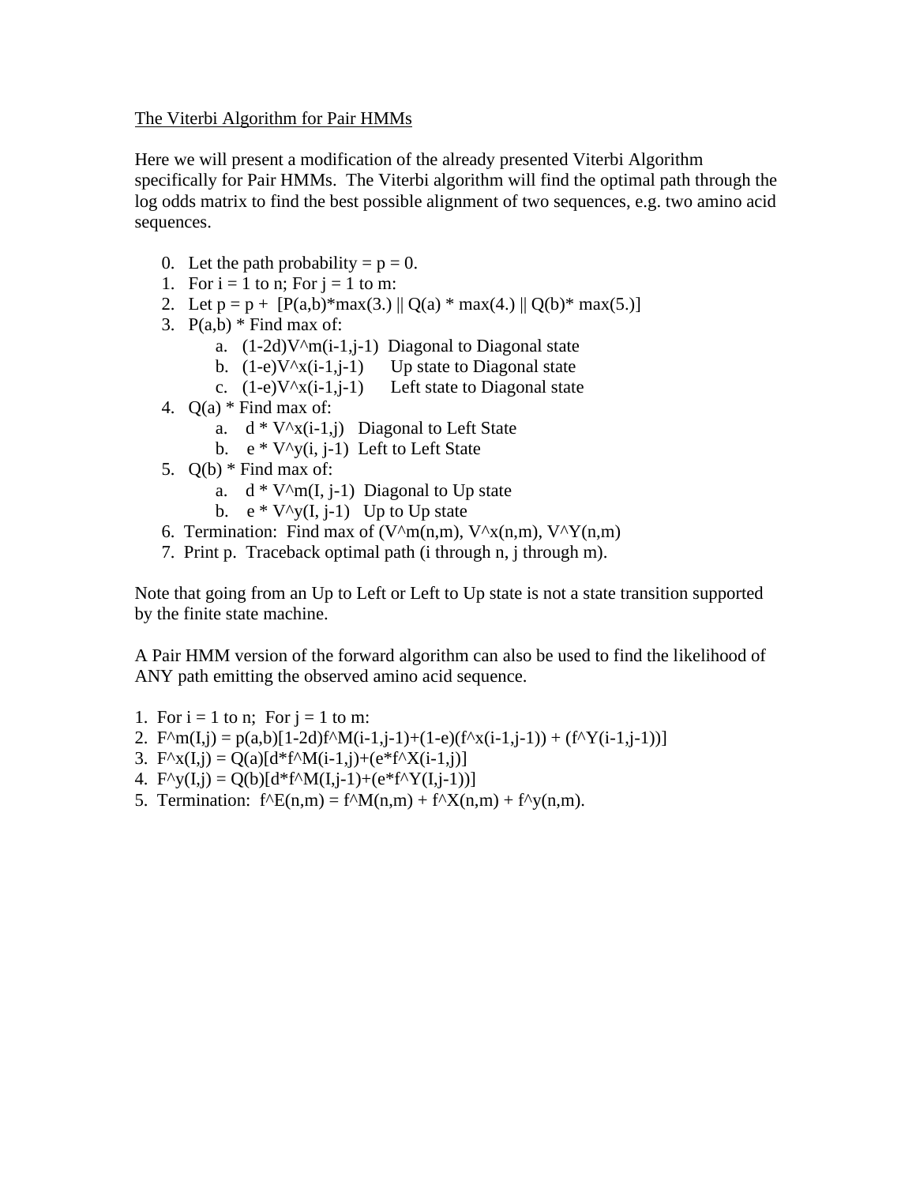## The Viterbi Algorithm for Pair HMMs

Here we will present a modification of the already presented Viterbi Algorithm specifically for Pair HMMs. The Viterbi algorithm will find the optimal path through the log odds matrix to find the best possible alignment of two sequences, e.g. two amino acid sequences.

0. Let the path probability = p = 0.
1. For i = 1 to n; For j = 1 to m:
2. Let p = p + [P(a,b)*max(3.) || Q(a) * max(4.) || Q(b)* max(5.)]
3. P(a,b) * Find max of:
   a. (1-2d)V^m(i-1,j-1) Diagonal to Diagonal state
   b. (1-e)V^x(i-1,j-1) Up state to Diagonal state
   c. (1-e)V^x(i-1,j-1) Left state to Diagonal state
4. Q(a) * Find max of:
   a. d * V^x(i-1,j) Diagonal to Left State
   b. e * V^y(i, j-1) Left to Left State
5. Q(b) * Find max of:
   a. d * V^m(I, j-1) Diagonal to Up state
   b. e * V^y(I, j-1) Up to Up state
6. Termination: Find max of (V^m(n,m), V^x(n,m), V^Y(n,m)
7. Print p. Traceback optimal path (i through n, j through m).

Note that going from an Up to Left or Left to Up state is not a state transition supported by the finite state machine.

A Pair HMM version of the forward algorithm can also be used to find the likelihood of ANY path emitting the observed amino acid sequence.

1. For i = 1 to n; For j = 1 to m:
2. F^m(I,j) = p(a,b)[1-2d)f^M(i-1,j-1)+(1-e)(f^x(i-1,j-1)) + (f^Y(i-1,j-1))]
3. F^x(I,j) = Q(a)[d*f^M(i-1,j)+(e*f^X(i-1,j)]
4. F^y(I,j) = Q(b)[d*f^M(I,j-1)+(e*f^Y(I,j-1))]
5. Termination: f^E(n,m) = f^M(n,m) + f^X(n,m) + f^y(n,m).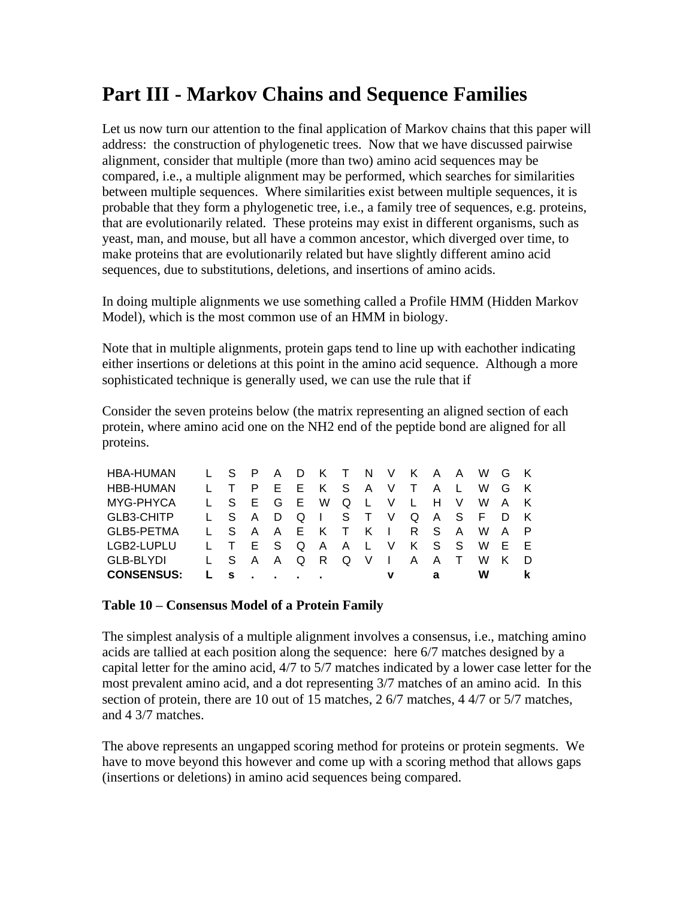# Part III - Markov Chains and Sequence Families

Let us now turn our attention to the final application of Markov chains that this paper will address: the construction of phylogenetic trees. Now that we have discussed pairwise alignment, consider that multiple (more than two) amino acid sequences may be compared, i.e., a multiple alignment may be performed, which searches for similarities between multiple sequences. Where similarities exist between multiple sequences, it is probable that they form a phylogenetic tree, i.e., a family tree of sequences, e.g. proteins, that are evolutionarily related. These proteins may exist in different organisms, such as yeast, man, and mouse, but all have a common ancestor, which diverged over time, to make proteins that are evolutionarily related but have slightly different amino acid sequences, due to substitutions, deletions, and insertions of amino acids.

In doing multiple alignments we use something called a Profile HMM (Hidden Markov Model), which is the most common use of an HMM in biology.

Note that in multiple alignments, protein gaps tend to line up with eachother indicating either insertions or deletions at this point in the amino acid sequence. Although a more sophisticated technique is generally used, we can use the rule that if

Consider the seven proteins below (the matrix representing an aligned section of each protein, where amino acid one on the NH2 end of the peptide bond are aligned for all proteins.

| | | | | | | | | | | | | | | | |
|---|---|---|---|---|---|---|---|---|---|---|---|---|---|---|---|
| HBA-HUMAN | L | S | P | A | D | K | T | N | V | K | A | A | W | G | K |
| HBB-HUMAN | L | T | P | E | E | K | S | A | V | T | A | L | W | G | K |
| MYG-PHYCA | L | S | E | G | E | W | Q | L | V | L | H | V | W | A | K |
| GLB3-CHITP | L | S | A | D | Q | I | S | T | V | Q | A | S | F | D | K |
| GLB5-PETMA | L | S | A | A | E | K | T | K | I | R | S | A | W | A | P |
| LGB2-LUPLU | L | T | E | S | Q | A | A | L | V | K | S | S | W | E | E |
| GLB-BLYDI | L | S | A | A | Q | R | Q | V | I | A | A | T | W | K | D |
| **CONSENSUS:** | **L** | **s** | **.** | **.** | **.** | **.** | | | **v** | | **a** | | **W** | | **k** |

**Table 10 – Consensus Model of a Protein Family**

The simplest analysis of a multiple alignment involves a consensus, i.e., matching amino acids are tallied at each position along the sequence: here 6/7 matches designed by a capital letter for the amino acid, 4/7 to 5/7 matches indicated by a lower case letter for the most prevalent amino acid, and a dot representing 3/7 matches of an amino acid. In this section of protein, there are 10 out of 15 matches, 2 6/7 matches, 4 4/7 or 5/7 matches, and 4 3/7 matches.

The above represents an ungapped scoring method for proteins or protein segments. We have to move beyond this however and come up with a scoring method that allows gaps (insertions or deletions) in amino acid sequences being compared.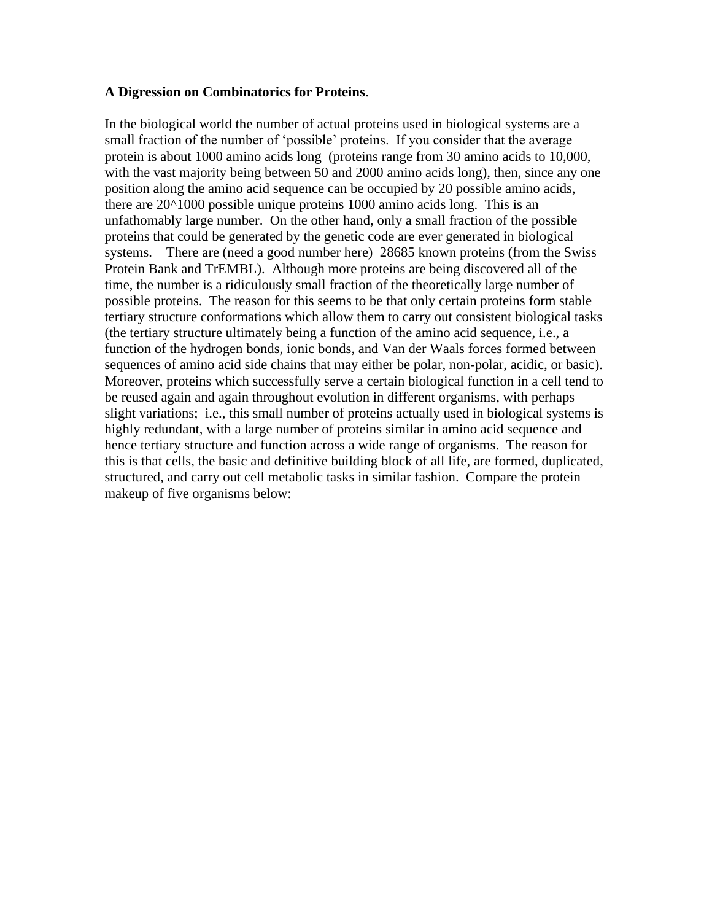**A Digression on Combinatorics for Proteins**.

In the biological world the number of actual proteins used in biological systems are a small fraction of the number of 'possible' proteins. If you consider that the average protein is about 1000 amino acids long (proteins range from 30 amino acids to 10,000, with the vast majority being between 50 and 2000 amino acids long), then, since any one position along the amino acid sequence can be occupied by 20 possible amino acids, there are $20^{1000}$ possible unique proteins 1000 amino acids long. This is an unfathomably large number. On the other hand, only a small fraction of the possible proteins that could be generated by the genetic code are ever generated in biological systems. There are (need a good number here) 28685 known proteins (from the Swiss Protein Bank and TrEMBL). Although more proteins are being discovered all of the time, the number is a ridiculously small fraction of the theoretically large number of possible proteins. The reason for this seems to be that only certain proteins form stable tertiary structure conformations which allow them to carry out consistent biological tasks (the tertiary structure ultimately being a function of the amino acid sequence, i.e., a function of the hydrogen bonds, ionic bonds, and Van der Waals forces formed between sequences of amino acid side chains that may either be polar, non-polar, acidic, or basic). Moreover, proteins which successfully serve a certain biological function in a cell tend to be reused again and again throughout evolution in different organisms, with perhaps slight variations; i.e., this small number of proteins actually used in biological systems is highly redundant, with a large number of proteins similar in amino acid sequence and hence tertiary structure and function across a wide range of organisms. The reason for this is that cells, the basic and definitive building block of all life, are formed, duplicated, structured, and carry out cell metabolic tasks in similar fashion. Compare the protein makeup of five organisms below: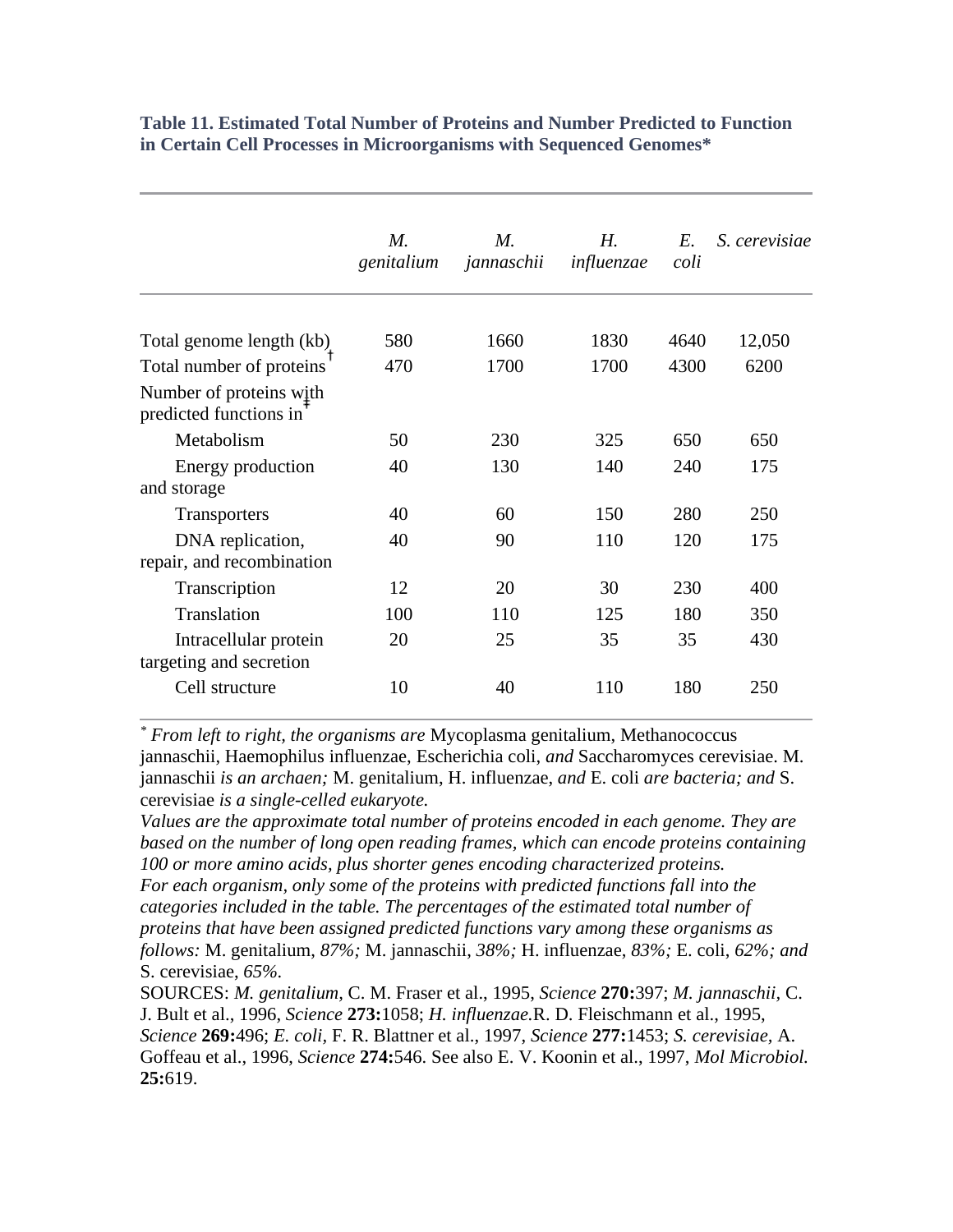**Table 11. Estimated Total Number of Proteins and Number Predicted to Function in Certain Cell Processes in Microorganisms with Sequenced Genomes***

| | *M. genitalium* | *M. jannaschii* | *H. influenzae* | *E. coli* | *S. cerevisiae* |
|---|---|---|---|---|---|
| Total genome length (kb) | 580 | 1660 | 1830 | 4640 | 12,050 |
| Total number of proteins[†] | 470 | 1700 | 1700 | 4300 | 6200 |
| Number of proteins with predicted functions in[‡] | | | | | |
| Metabolism | 50 | 230 | 325 | 650 | 650 |
| Energy production and storage | 40 | 130 | 140 | 240 | 175 |
| Transporters | 40 | 60 | 150 | 280 | 250 |
| DNA replication, repair, and recombination | 40 | 90 | 110 | 120 | 175 |
| Transcription | 12 | 20 | 30 | 230 | 400 |
| Translation | 100 | 110 | 125 | 180 | 350 |
| Intracellular protein targeting and secretion | 20 | 25 | 35 | 35 | 430 |
| Cell structure | 10 | 40 | 110 | 180 | 250 |

[*] *From left to right, the organisms are* Mycoplasma genitalium, Methanococcus jannaschii, Haemophilus influenzae, Escherichia coli, *and* Saccharomyces cerevisiae. M. jannaschii *is an archaen;* M. genitalium, H. influenzae, *and* E. coli *are bacteria; and* S. cerevisiae *is a single-celled eukaryote.*

*Values are the approximate total number of proteins encoded in each genome. They are based on the number of long open reading frames, which can encode proteins containing 100 or more amino acids, plus shorter genes encoding characterized proteins.*

*For each organism, only some of the proteins with predicted functions fall into the categories included in the table. The percentages of the estimated total number of proteins that have been assigned predicted functions vary among these organisms as follows:* M. genitalium, *87%;* M. jannaschii, *38%;* H. influenzae, *83%;* E. coli, *62%; and* S. cerevisiae, *65%.*

SOURCES: *M. genitalium,* C. M. Fraser et al., 1995, *Science* **270:**397; *M. jannaschii,* C. J. Bult et al., 1996, *Science* **273:**1058; *H. influenzae.*R. D. Fleischmann et al., 1995, *Science* **269:**496; *E. coli,* F. R. Blattner et al., 1997, *Science* **277:**1453; *S. cerevisiae,* A. Goffeau et al., 1996, *Science* **274:**546. See also E. V. Koonin et al., 1997, *Mol Microbiol.* **25:**619.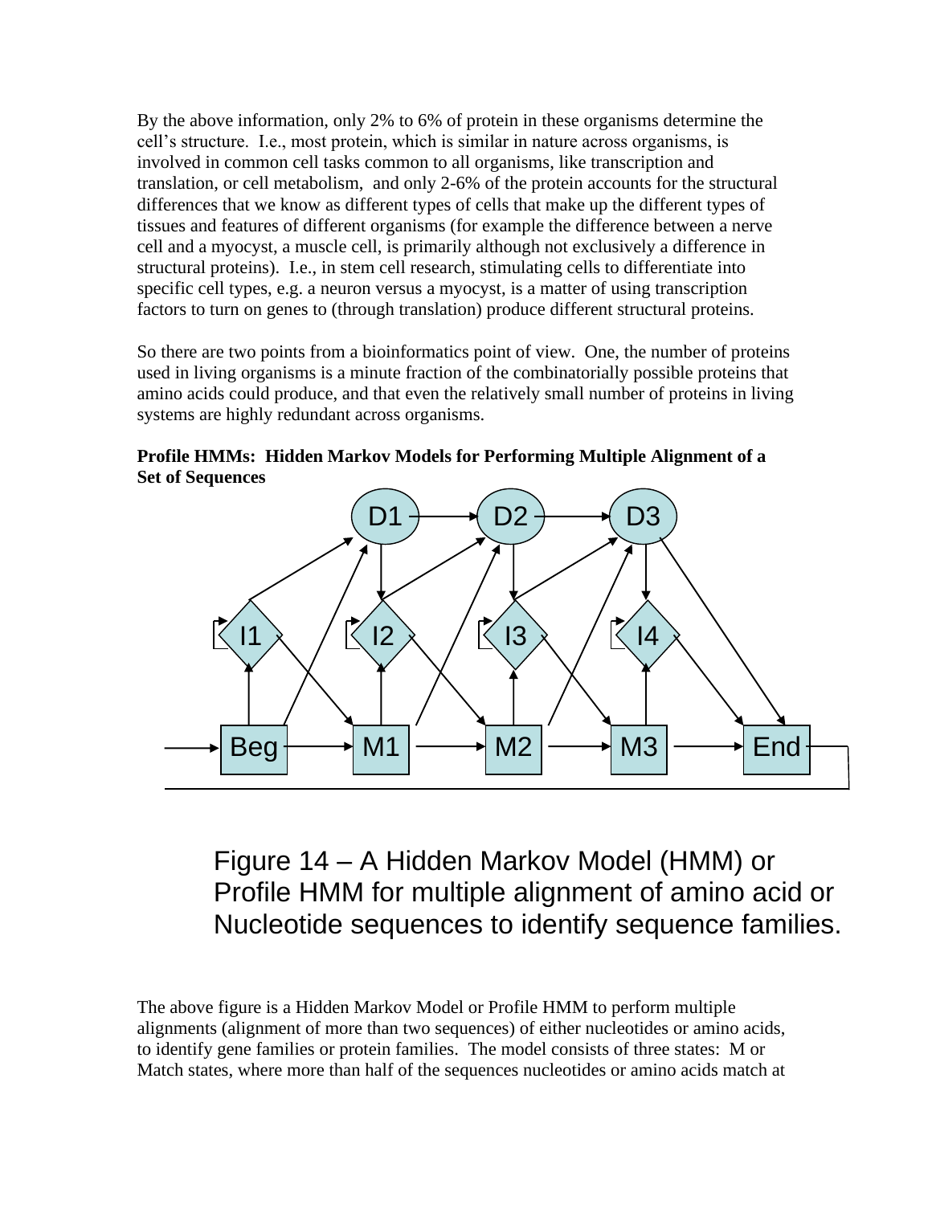By the above information, only 2% to 6% of protein in these organisms determine the cell's structure. I.e., most protein, which is similar in nature across organisms, is involved in common cell tasks common to all organisms, like transcription and translation, or cell metabolism, and only 2-6% of the protein accounts for the structural differences that we know as different types of cells that make up the different types of tissues and features of different organisms (for example the difference between a nerve cell and a myocyst, a muscle cell, is primarily although not exclusively a difference in structural proteins). I.e., in stem cell research, stimulating cells to differentiate into specific cell types, e.g. a neuron versus a myocyst, is a matter of using transcription factors to turn on genes to (through translation) produce different structural proteins.

So there are two points from a bioinformatics point of view. One, the number of proteins used in living organisms is a minute fraction of the combinatorially possible proteins that amino acids could produce, and that even the relatively small number of proteins in living systems are highly redundant across organisms.

**Profile HMMs: Hidden Markov Models for Performing Multiple Alignment of a Set of Sequences**

Figure 14 – A Hidden Markov Model (HMM) or Profile HMM for multiple alignment of amino acid or Nucleotide sequences to identify sequence families.

The above figure is a Hidden Markov Model or Profile HMM to perform multiple alignments (alignment of more than two sequences) of either nucleotides or amino acids, to identify gene families or protein families. The model consists of three states: M or Match states, where more than half of the sequences nucleotides or amino acids match at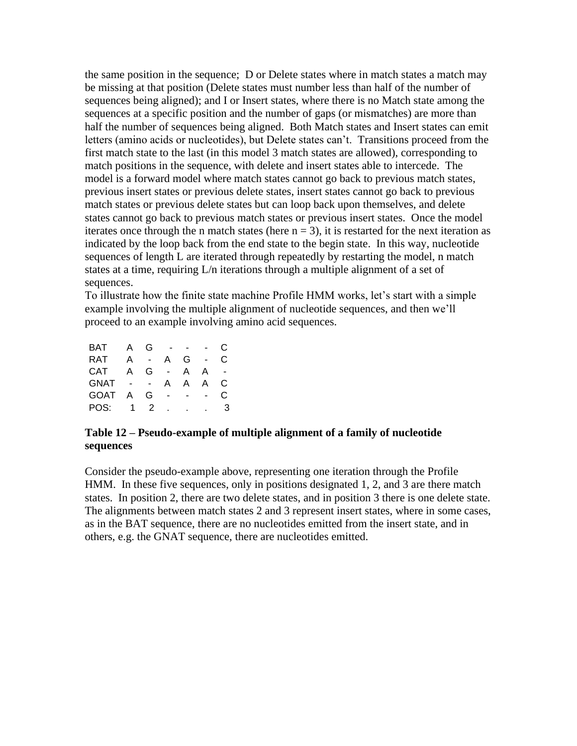the same position in the sequence; D or Delete states where in match states a match may be missing at that position (Delete states must number less than half of the number of sequences being aligned); and I or Insert states, where there is no Match state among the sequences at a specific position and the number of gaps (or mismatches) are more than half the number of sequences being aligned. Both Match states and Insert states can emit letters (amino acids or nucleotides), but Delete states can't. Transitions proceed from the first match state to the last (in this model 3 match states are allowed), corresponding to match positions in the sequence, with delete and insert states able to intercede. The model is a forward model where match states cannot go back to previous match states, previous insert states or previous delete states, insert states cannot go back to previous match states or previous delete states but can loop back upon themselves, and delete states cannot go back to previous match states or previous insert states. Once the model iterates once through the n match states (here n = 3), it is restarted for the next iteration as indicated by the loop back from the end state to the begin state. In this way, nucleotide sequences of length L are iterated through repeatedly by restarting the model, n match states at a time, requiring L/n iterations through a multiple alignment of a set of sequences.
To illustrate how the finite state machine Profile HMM works, let's start with a simple example involving the multiple alignment of nucleotide sequences, and then we'll proceed to an example involving amino acid sequences.

| | | | | | | |
|---|---|---|---|---|---|---|
| BAT | A | G | - | - | - | C |
| RAT | A | - | A | G | - | C |
| CAT | A | G | - | A | A | - |
| GNAT | - | - | A | A | A | C |
| GOAT | A | G | - | - | - | C |
| POS: | 1 | 2 | . | . | . | 3 |

**Table 12 – Pseudo-example of multiple alignment of a family of nucleotide sequences**

Consider the pseudo-example above, representing one iteration through the Profile HMM. In these five sequences, only in positions designated 1, 2, and 3 are there match states. In position 2, there are two delete states, and in position 3 there is one delete state. The alignments between match states 2 and 3 represent insert states, where in some cases, as in the BAT sequence, there are no nucleotides emitted from the insert state, and in others, e.g. the GNAT sequence, there are nucleotides emitted.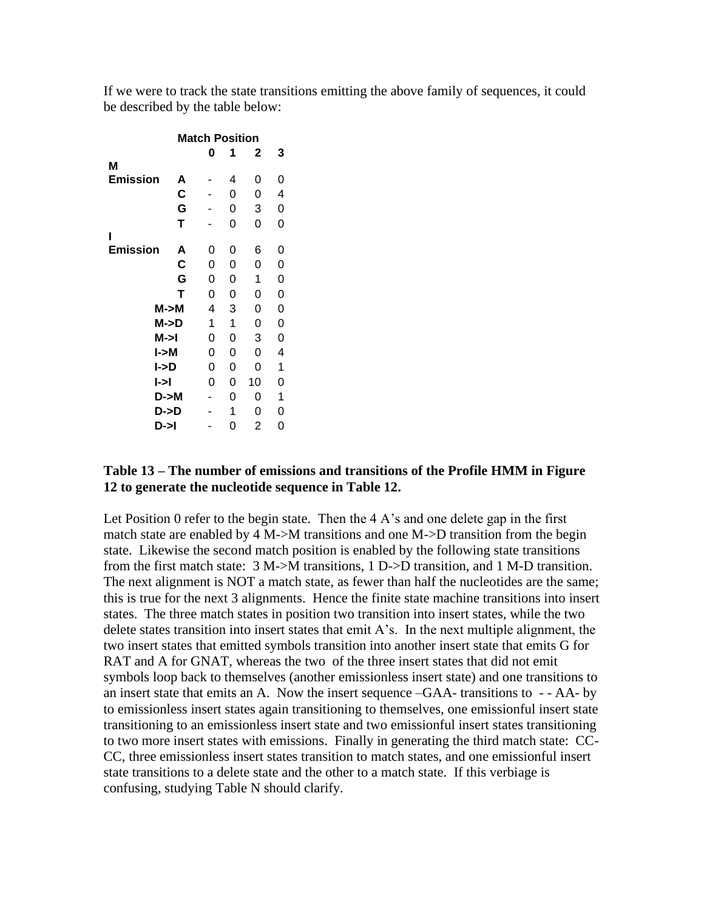If we were to track the state transitions emitting the above family of sequences, it could be described by the table below:

| | | Match Position | | | |
|---|---|---|---|---|---|
| | | 0 | 1 | 2 | 3 |
| **M Emission** | **A** | - | 4 | 0 | 0 |
| | **C** | - | 0 | 0 | 4 |
| | **G** | - | 0 | 3 | 0 |
| | **T** | - | 0 | 0 | 0 |
| **I Emission** | **A** | 0 | 0 | 6 | 0 |
| | **C** | 0 | 0 | 0 | 0 |
| | **G** | 0 | 0 | 1 | 0 |
| | **T** | 0 | 0 | 0 | 0 |
| | **M->M** | 4 | 3 | 0 | 0 |
| | **M->D** | 1 | 1 | 0 | 0 |
| | **M->I** | 0 | 0 | 3 | 0 |
| | **I->M** | 0 | 0 | 0 | 4 |
| | **I->D** | 0 | 0 | 0 | 1 |
| | **I->I** | 0 | 0 | 10 | 0 |
| | **D->M** | - | 0 | 0 | 1 |
| | **D->D** | - | 1 | 0 | 0 |
| | **D->I** | - | 0 | 2 | 0 |

**Table 13 – The number of emissions and transitions of the Profile HMM in Figure 12 to generate the nucleotide sequence in Table 12.**

Let Position 0 refer to the begin state. Then the 4 A's and one delete gap in the first match state are enabled by 4 M->M transitions and one M->D transition from the begin state. Likewise the second match position is enabled by the following state transitions from the first match state: 3 M->M transitions, 1 D->D transition, and 1 M-D transition. The next alignment is NOT a match state, as fewer than half the nucleotides are the same; this is true for the next 3 alignments. Hence the finite state machine transitions into insert states. The three match states in position two transition into insert states, while the two delete states transition into insert states that emit A's. In the next multiple alignment, the two insert states that emitted symbols transition into another insert state that emits G for RAT and A for GNAT, whereas the two of the three insert states that did not emit symbols loop back to themselves (another emissionless insert state) and one transitions to an insert state that emits an A. Now the insert sequence –GAA- transitions to - - AA- by to emissionless insert states again transitioning to themselves, one emissionful insert state transitioning to an emissionless insert state and two emissionful insert states transitioning to two more insert states with emissions. Finally in generating the third match state: CC-CC, three emissionless insert states transition to match states, and one emissionful insert state transitions to a delete state and the other to a match state. If this verbiage is confusing, studying Table N should clarify.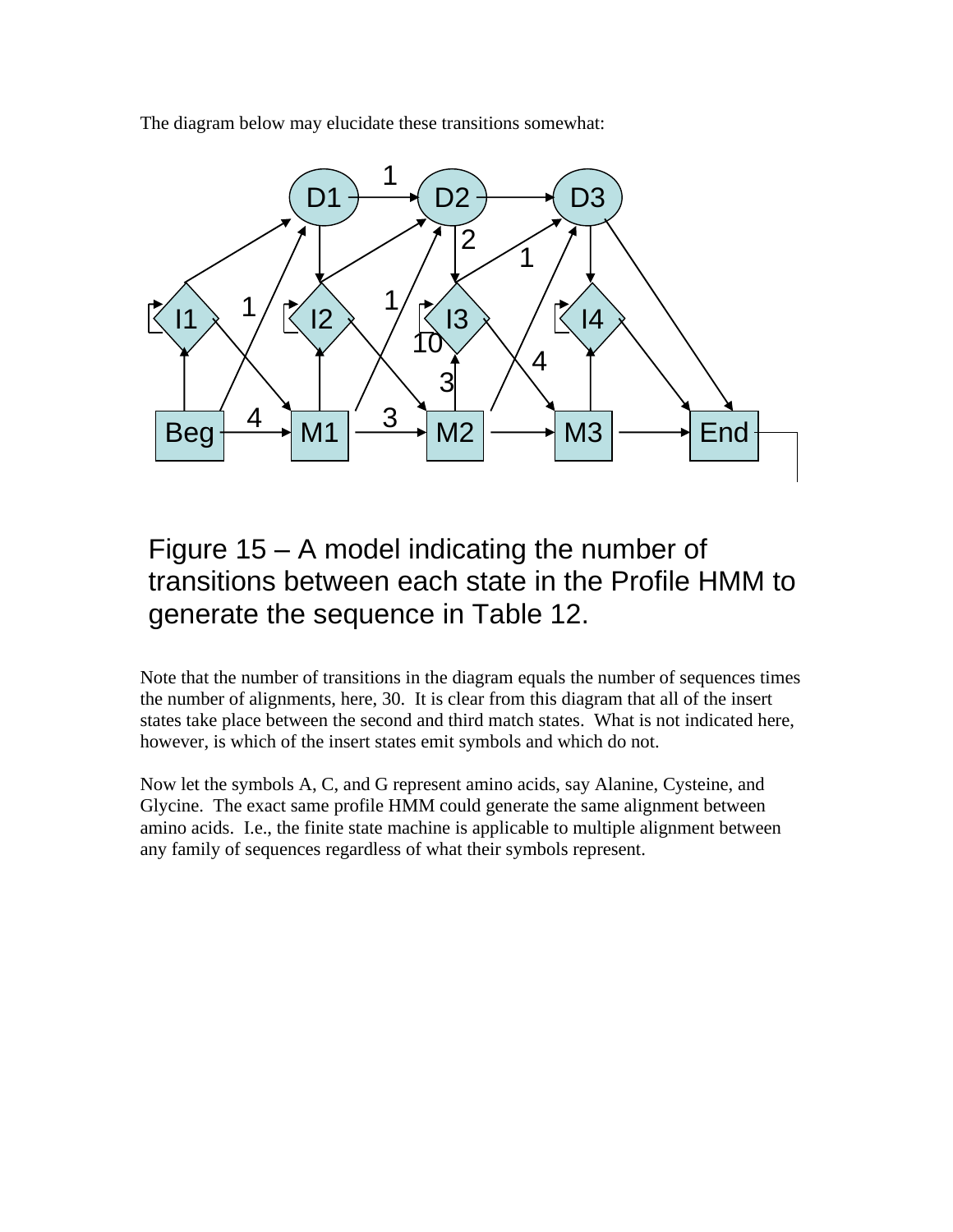The diagram below may elucidate these transitions somewhat:

Figure 15 – A model indicating the number of transitions between each state in the Profile HMM to generate the sequence in Table 12.

Note that the number of transitions in the diagram equals the number of sequences times the number of alignments, here, 30. It is clear from this diagram that all of the insert states take place between the second and third match states. What is not indicated here, however, is which of the insert states emit symbols and which do not.

Now let the symbols A, C, and G represent amino acids, say Alanine, Cysteine, and Glycine. The exact same profile HMM could generate the same alignment between amino acids. I.e., the finite state machine is applicable to multiple alignment between any family of sequences regardless of what their symbols represent.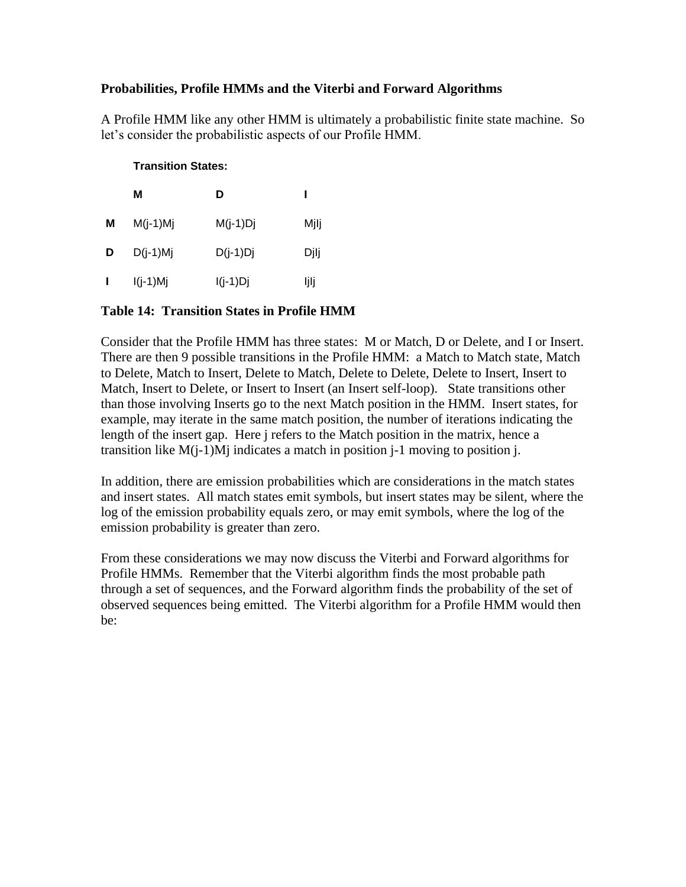**Probabilities, Profile HMMs and the Viterbi and Forward Algorithms**

A Profile HMM like any other HMM is ultimately a probabilistic finite state machine. So let's consider the probabilistic aspects of our Profile HMM.

**Transition States:**

| | **M** | **D** | **I** |
|---|---|---|---|
| **M** | M(j-1)Mj | M(j-1)Dj | MjIj |
| **D** | D(j-1)Mj | D(j-1)Dj | DjIj |
| **I** | I(j-1)Mj | I(j-1)Dj | IjIj |

**Table 14: Transition States in Profile HMM**

Consider that the Profile HMM has three states: M or Match, D or Delete, and I or Insert. There are then 9 possible transitions in the Profile HMM: a Match to Match state, Match to Delete, Match to Insert, Delete to Match, Delete to Delete, Delete to Insert, Insert to Match, Insert to Delete, or Insert to Insert (an Insert self-loop). State transitions other than those involving Inserts go to the next Match position in the HMM. Insert states, for example, may iterate in the same match position, the number of iterations indicating the length of the insert gap. Here j refers to the Match position in the matrix, hence a transition like M(j-1)Mj indicates a match in position j-1 moving to position j.

In addition, there are emission probabilities which are considerations in the match states and insert states. All match states emit symbols, but insert states may be silent, where the log of the emission probability equals zero, or may emit symbols, where the log of the emission probability is greater than zero.

From these considerations we may now discuss the Viterbi and Forward algorithms for Profile HMMs. Remember that the Viterbi algorithm finds the most probable path through a set of sequences, and the Forward algorithm finds the probability of the set of observed sequences being emitted. The Viterbi algorithm for a Profile HMM would then be: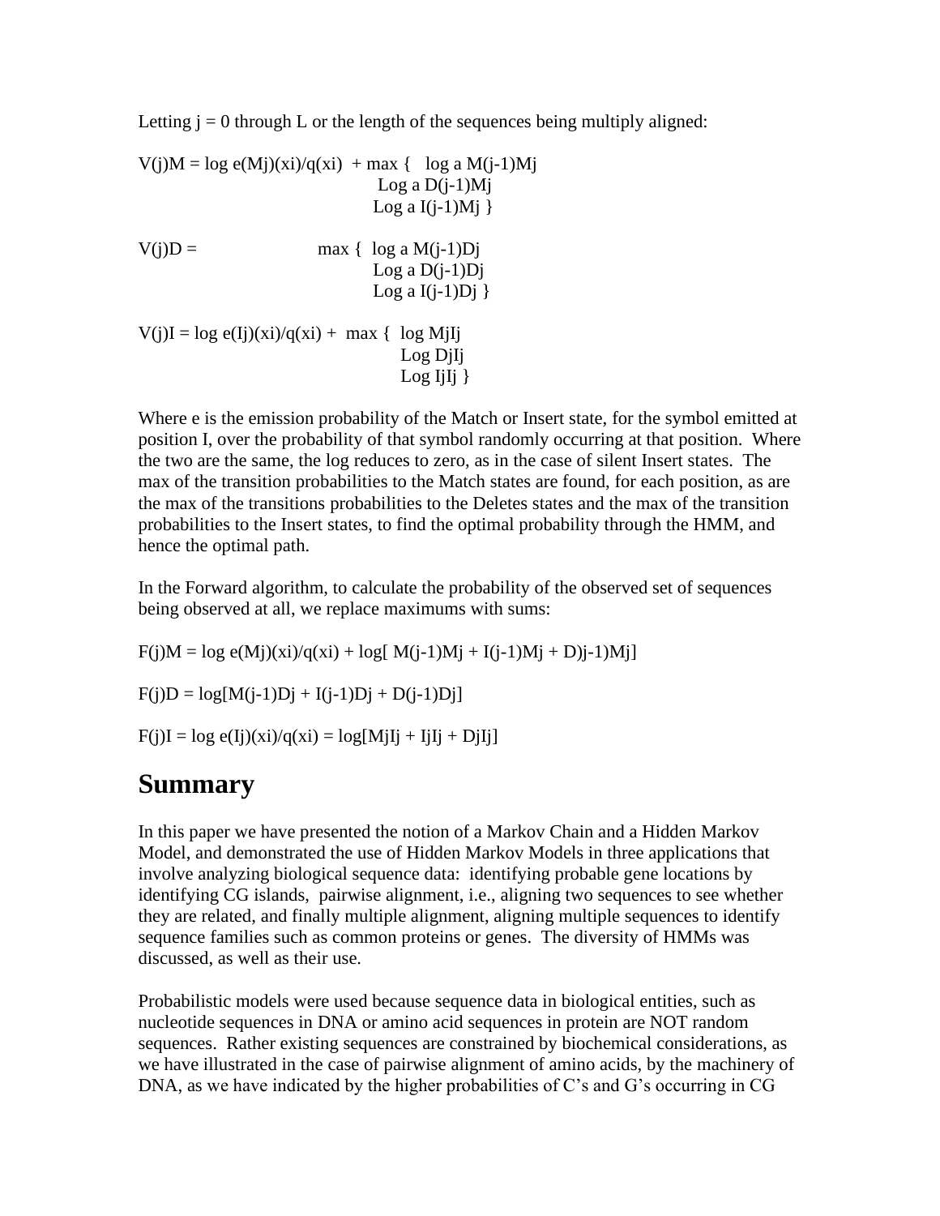Letting j = 0 through L or the length of the sequences being multiply aligned:

$$V(j)M = \log e(Mj)(xi)/q(xi) + \max \begin{cases} \log a\, M(j-1)Mj \\ \text{Log } a\, D(j-1)Mj \\ \text{Log } a\, I(j-1)Mj \end{cases}$$

$$V(j)D = \max \begin{cases} \log a\, M(j-1)Dj \\ \text{Log } a\, D(j-1)Dj \\ \text{Log } a\, I(j-1)Dj \end{cases}$$

$$V(j)I = \log e(Ij)(xi)/q(xi) + \max \begin{cases} \log MjIj \\ \text{Log } DjIj \\ \text{Log } IjIj \end{cases}$$

Where e is the emission probability of the Match or Insert state, for the symbol emitted at position I, over the probability of that symbol randomly occurring at that position. Where the two are the same, the log reduces to zero, as in the case of silent Insert states. The max of the transition probabilities to the Match states are found, for each position, as are the max of the transitions probabilities to the Deletes states and the max of the transition probabilities to the Insert states, to find the optimal probability through the HMM, and hence the optimal path.

In the Forward algorithm, to calculate the probability of the observed set of sequences being observed at all, we replace maximums with sums:

$$F(j)M = \log e(Mj)(xi)/q(xi) + \log[\, M(j-1)Mj + I(j-1)Mj + D)j-1)Mj]$$

$$F(j)D = \log[M(j-1)Dj + I(j-1)Dj + D(j-1)Dj]$$

$$F(j)I = \log e(Ij)(xi)/q(xi) = \log[MjIj + IjIj + DjIj]$$

# Summary

In this paper we have presented the notion of a Markov Chain and a Hidden Markov Model, and demonstrated the use of Hidden Markov Models in three applications that involve analyzing biological sequence data: identifying probable gene locations by identifying CG islands, pairwise alignment, i.e., aligning two sequences to see whether they are related, and finally multiple alignment, aligning multiple sequences to identify sequence families such as common proteins or genes. The diversity of HMMs was discussed, as well as their use.

Probabilistic models were used because sequence data in biological entities, such as nucleotide sequences in DNA or amino acid sequences in protein are NOT random sequences. Rather existing sequences are constrained by biochemical considerations, as we have illustrated in the case of pairwise alignment of amino acids, by the machinery of DNA, as we have indicated by the higher probabilities of C's and G's occurring in CG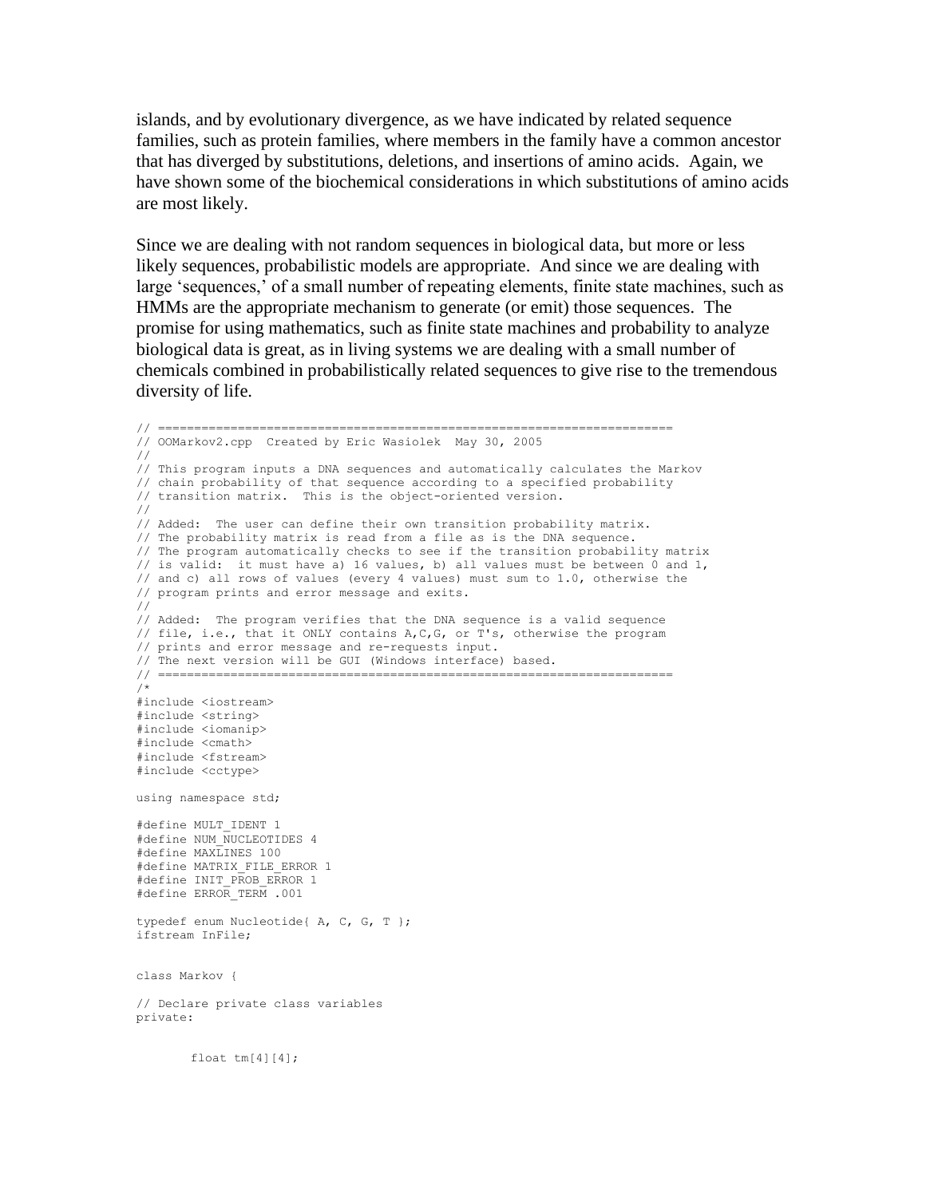islands, and by evolutionary divergence, as we have indicated by related sequence families, such as protein families, where members in the family have a common ancestor that has diverged by substitutions, deletions, and insertions of amino acids. Again, we have shown some of the biochemical considerations in which substitutions of amino acids are most likely.

Since we are dealing with not random sequences in biological data, but more or less likely sequences, probabilistic models are appropriate. And since we are dealing with large 'sequences,' of a small number of repeating elements, finite state machines, such as HMMs are the appropriate mechanism to generate (or emit) those sequences. The promise for using mathematics, such as finite state machines and probability to analyze biological data is great, as in living systems we are dealing with a small number of chemicals combined in probabilistically related sequences to give rise to the tremendous diversity of life.

```
// ======================================================================
// OOMarkov2.cpp  Created by Eric Wasiolek  May 30, 2005
//
// This program inputs a DNA sequences and automatically calculates the Markov
// chain probability of that sequence according to a specified probability
// transition matrix.  This is the object-oriented version.
//
// Added:  The user can define their own transition probability matrix.
// The probability matrix is read from a file as is the DNA sequence.
// The program automatically checks to see if the transition probability matrix
// is valid:  it must have a) 16 values, b) all values must be between 0 and 1,
// and c) all rows of values (every 4 values) must sum to 1.0, otherwise the
// program prints and error message and exits.
//
// Added:  The program verifies that the DNA sequence is a valid sequence
// file, i.e., that it ONLY contains A,C,G, or T's, otherwise the program
// prints and error message and re-requests input.
// The next version will be GUI (Windows interface) based.
// ======================================================================
/*
#include <iostream>
#include <string>
#include <iomanip>
#include <cmath>
#include <fstream>
#include <cctype>

using namespace std;

#define MULT_IDENT 1
#define NUM_NUCLEOTIDES 4
#define MAXLINES 100
#define MATRIX_FILE_ERROR 1
#define INIT_PROB_ERROR 1
#define ERROR_TERM .001

typedef enum Nucleotide{ A, C, G, T };
ifstream InFile;


class Markov {

// Declare private class variables
private:

        float tm[4][4];
```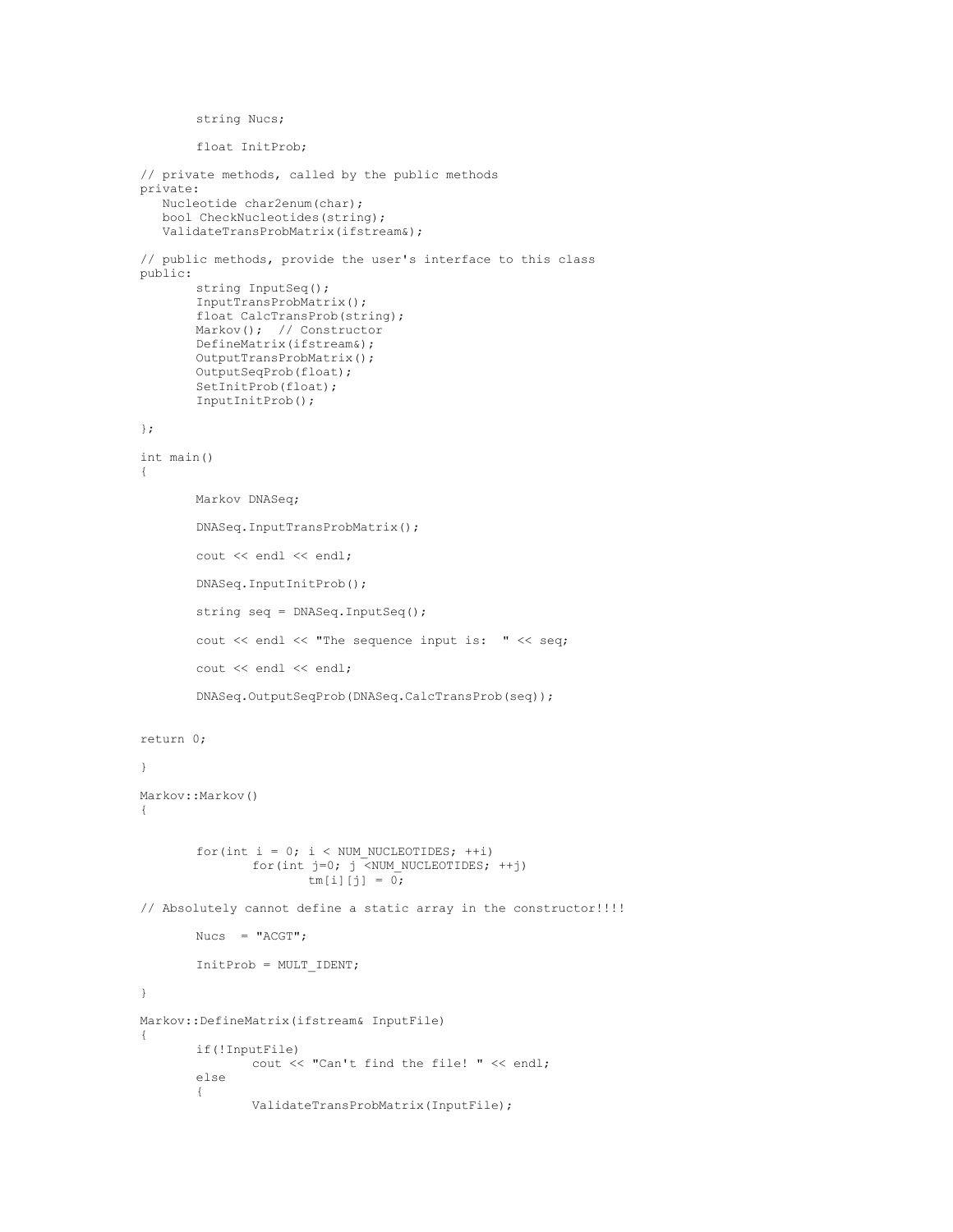```
        string Nucs;

        float InitProb;

// private methods, called by the public methods
private:
   Nucleotide char2enum(char);
   bool CheckNucleotides(string);
   ValidateTransProbMatrix(ifstream&);

// public methods, provide the user's interface to this class
public:
        string InputSeq();
        InputTransProbMatrix();
        float CalcTransProb(string);
        Markov();  // Constructor
        DefineMatrix(ifstream&);
        OutputTransProbMatrix();
        OutputSeqProb(float);
        SetInitProb(float);
        InputInitProb();

};

int main()
{

        Markov DNASeq;

        DNASeq.InputTransProbMatrix();

        cout << endl << endl;

        DNASeq.InputInitProb();

        string seq = DNASeq.InputSeq();

        cout << endl << "The sequence input is:  " << seq;

        cout << endl << endl;

        DNASeq.OutputSeqProb(DNASeq.CalcTransProb(seq));


return 0;

}

Markov::Markov()
{


        for(int i = 0; i < NUM_NUCLEOTIDES; ++i)
                for(int j=0; j <NUM_NUCLEOTIDES; ++j)
                        tm[i][j] = 0;

// Absolutely cannot define a static array in the constructor!!!!

        Nucs  = "ACGT";

        InitProb = MULT_IDENT;

}

Markov::DefineMatrix(ifstream& InputFile)
{
        if(!InputFile)
                cout << "Can't find the file! " << endl;
        else
        {
                ValidateTransProbMatrix(InputFile);
```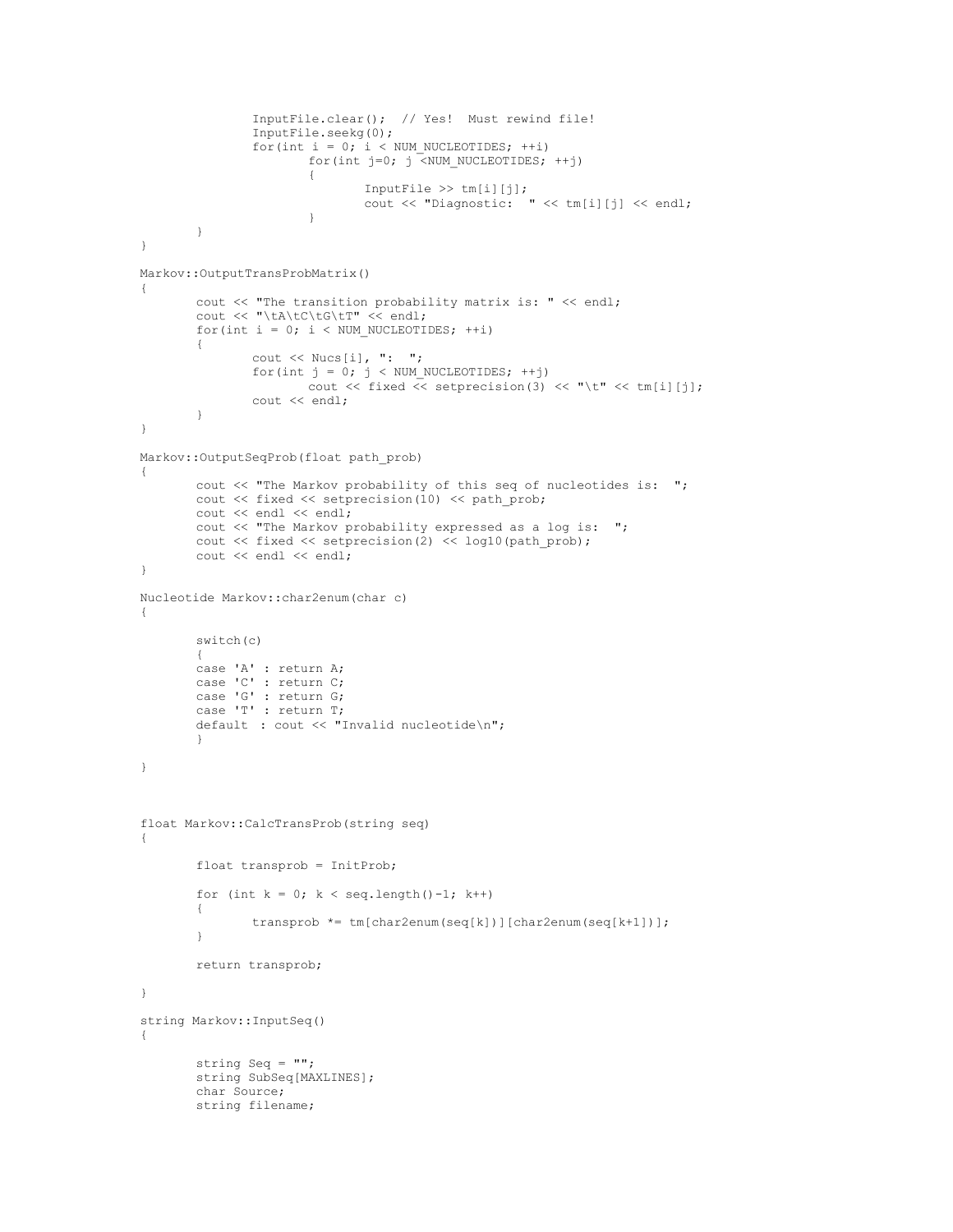```
                InputFile.clear();  // Yes!  Must rewind file!
                InputFile.seekg(0);
                for(int i = 0; i < NUM_NUCLEOTIDES; ++i)
                        for(int j=0; j <NUM_NUCLEOTIDES; ++j)
                        {
                                InputFile >> tm[i][j];
                                cout << "Diagnostic:  " << tm[i][j] << endl;
                        }
        }
}

Markov::OutputTransProbMatrix()
{
        cout << "The transition probability matrix is: " << endl;
        cout << "\tA\tC\tG\tT" << endl;
        for(int i = 0; i < NUM_NUCLEOTIDES; ++i)
        {
                cout << Nucs[i], ":  ";
                for(int j = 0; j < NUM_NUCLEOTIDES; ++j)
                        cout << fixed << setprecision(3) << "\t" << tm[i][j];
                cout << endl;
        }
}

Markov::OutputSeqProb(float path_prob)
{
        cout << "The Markov probability of this seq of nucleotides is:  ";
        cout << fixed << setprecision(10) << path_prob;
        cout << endl << endl;
        cout << "The Markov probability expressed as a log is:  ";
        cout << fixed << setprecision(2) << log10(path_prob);
        cout << endl << endl;
}

Nucleotide Markov::char2enum(char c)
{

        switch(c)
        {
        case 'A' : return A;
        case 'C' : return C;
        case 'G' : return G;
        case 'T' : return T;
        default  : cout << "Invalid nucleotide\n";
        }

}



float Markov::CalcTransProb(string seq)
{

        float transprob = InitProb;

        for (int k = 0; k < seq.length()-1; k++)
        {
                transprob *= tm[char2enum(seq[k])][char2enum(seq[k+1])];
        }

        return transprob;

}

string Markov::InputSeq()
{

        string Seq = "";
        string SubSeq[MAXLINES];
        char Source;
        string filename;
```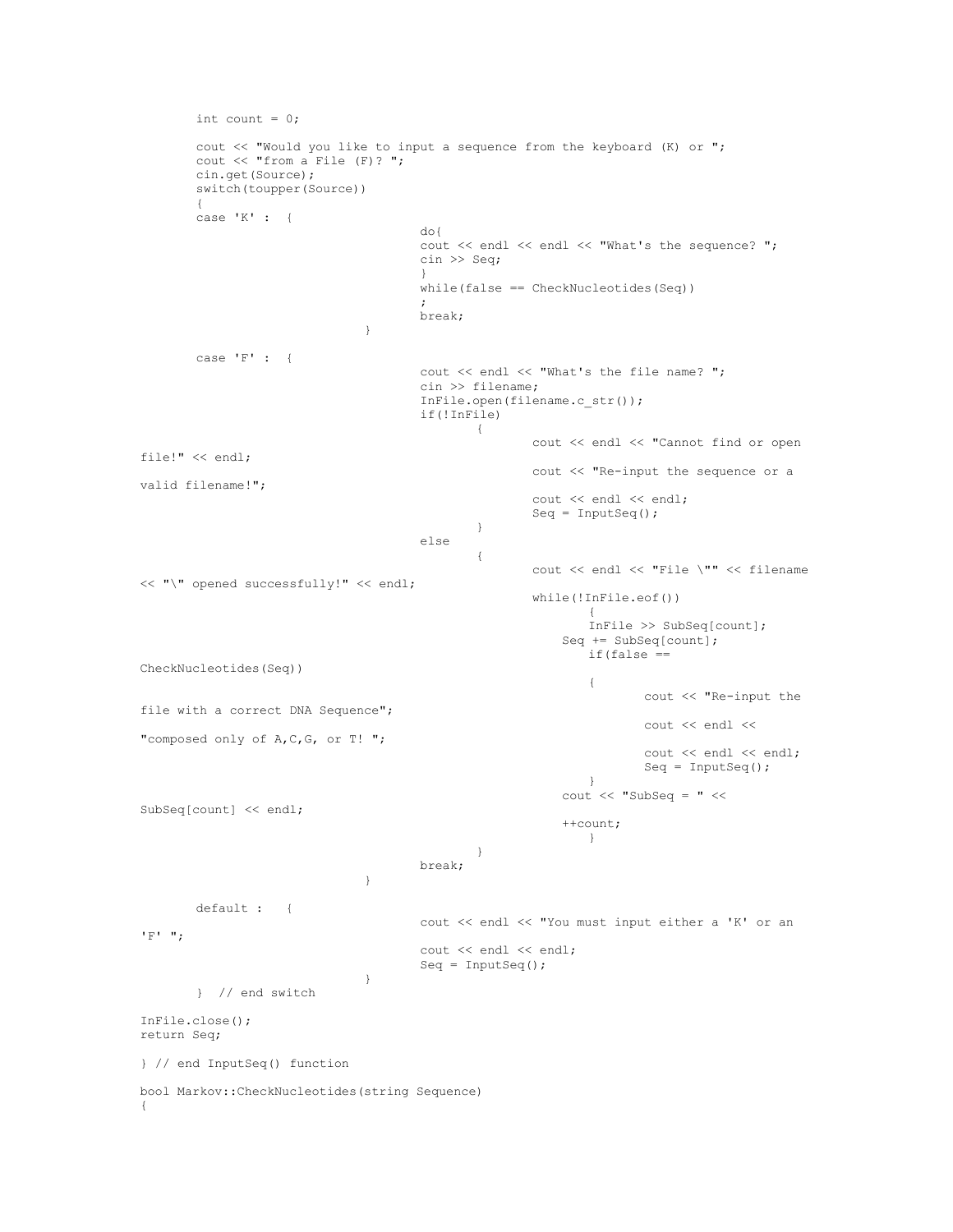```
        int count = 0;

        cout << "Would you like to input a sequence from the keyboard (K) or ";
        cout << "from a File (F)? ";
        cin.get(Source);
        switch(toupper(Source))
        {
        case 'K' :  {
                                        do{
                                        cout << endl << endl << "What's the sequence? ";
                                        cin >> Seq;
                                        }
                                        while(false == CheckNucleotides(Seq))
                                        ;
                                        break;
                                }

        case 'F' :  {
                                        cout << endl << "What's the file name? ";
                                        cin >> filename;
                                        InFile.open(filename.c_str());
                                        if(!InFile)
                                                {
                                                        cout << endl << "Cannot find or open
file!" << endl;
                                                        cout << "Re-input the sequence or a
valid filename!";
                                                        cout << endl << endl;
                                                        Seq = InputSeq();
                                                }
                                        else
                                                {
                                                        cout << endl << "File \"" << filename
<< "\" opened successfully!" << endl;
                                                        while(!InFile.eof())
                                                                {
                                                                InFile >> SubSeq[count];
                                                            Seq += SubSeq[count];
                                                                if(false ==
CheckNucleotides(Seq))
                                                                {
                                                                        cout << "Re-input the
file with a correct DNA Sequence";
                                                                        cout << endl <<
"composed only of A,C,G, or T! ";
                                                                        cout << endl << endl;
                                                                        Seq = InputSeq();
                                                                }
                                                            cout << "SubSeq = " <<
SubSeq[count] << endl;
                                                            ++count;
                                                                }
                                                }
                                        break;
                                }

        default :   {
                                        cout << endl << "You must input either a 'K' or an
'F' ";
                                        cout << endl << endl;
                                        Seq = InputSeq();
                                }
        }  // end switch

InFile.close();
return Seq;

} // end InputSeq() function

bool Markov::CheckNucleotides(string Sequence)
{
```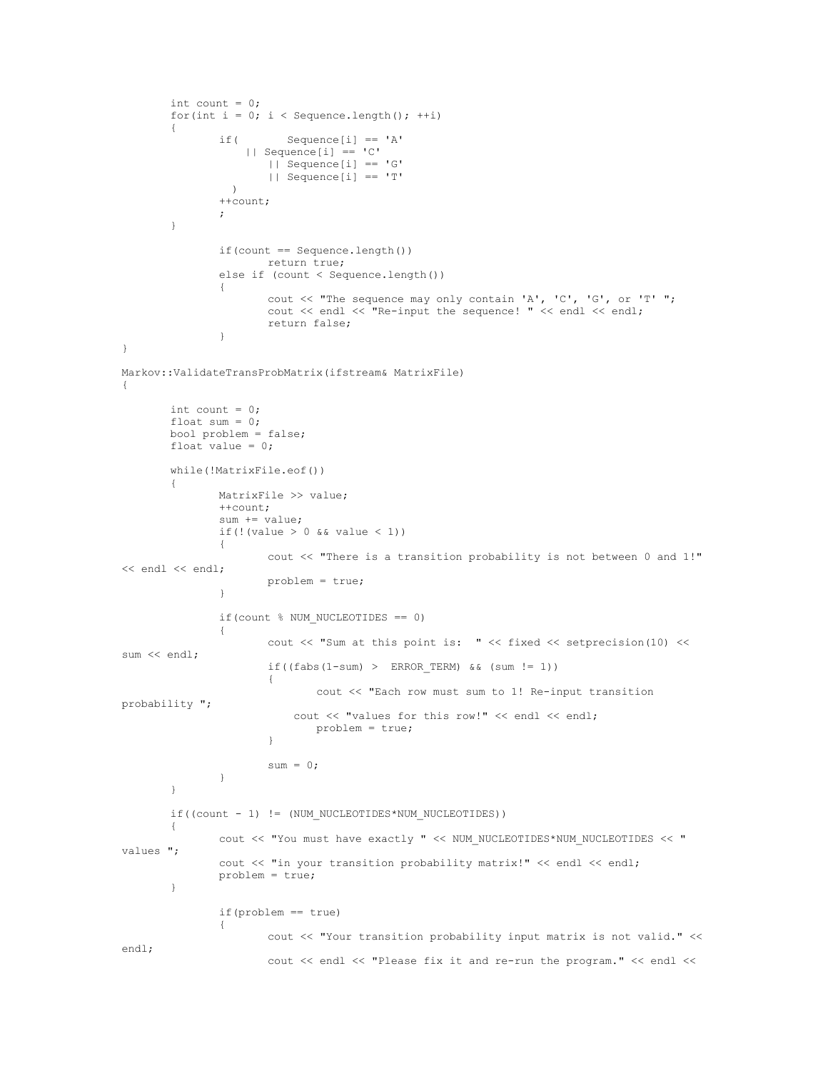```
        int count = 0;
        for(int i = 0; i < Sequence.length(); ++i)
        {
                if(       Sequence[i] == 'A'
                    || Sequence[i] == 'C'
                        || Sequence[i] == 'G'
                        || Sequence[i] == 'T'
                  )
                ++count;
                ;
        }

                if(count == Sequence.length())
                        return true;
                else if (count < Sequence.length())
                {
                        cout << "The sequence may only contain 'A', 'C', 'G', or 'T' ";
                        cout << endl << "Re-input the sequence! " << endl << endl;
                        return false;
                }
}

Markov::ValidateTransProbMatrix(ifstream& MatrixFile)
{

        int count = 0;
        float sum = 0;
        bool problem = false;
        float value = 0;

        while(!MatrixFile.eof())
        {
                MatrixFile >> value;
                ++count;
                sum += value;
                if(!(value > 0 && value < 1))
                {
                        cout << "There is a transition probability is not between 0 and 1!"
<< endl << endl;
                        problem = true;
                }

                if(count % NUM_NUCLEOTIDES == 0)
                {
                        cout << "Sum at this point is:  " << fixed << setprecision(10) <<
sum << endl;
                        if((fabs(1-sum) >  ERROR_TERM) && (sum != 1))
                        {
                                cout << "Each row must sum to 1! Re-input transition
probability ";
                            cout << "values for this row!" << endl << endl;
                                problem = true;
                        }

                        sum = 0;
                }
        }

        if((count - 1) != (NUM_NUCLEOTIDES*NUM_NUCLEOTIDES))
        {
                cout << "You must have exactly " << NUM_NUCLEOTIDES*NUM_NUCLEOTIDES << "
values ";
                cout << "in your transition probability matrix!" << endl << endl;
                problem = true;
        }

                if(problem == true)
                {
                        cout << "Your transition probability input matrix is not valid." <<
endl;
                        cout << endl << "Please fix it and re-run the program." << endl <<
```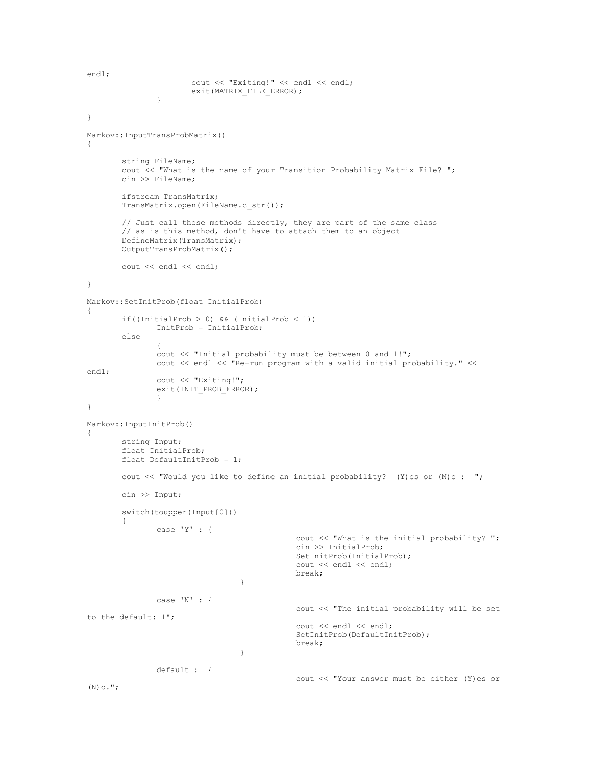```
endl;
                        cout << "Exiting!" << endl << endl;
                        exit(MATRIX_FILE_ERROR);
                }

}

Markov::InputTransProbMatrix()
{

        string FileName;
        cout << "What is the name of your Transition Probability Matrix File? ";
        cin >> FileName;

        ifstream TransMatrix;
        TransMatrix.open(FileName.c_str());

        // Just call these methods directly, they are part of the same class
        // as is this method, don't have to attach them to an object
        DefineMatrix(TransMatrix);
        OutputTransProbMatrix();

        cout << endl << endl;

}

Markov::SetInitProb(float InitialProb)
{
        if((InitialProb > 0) && (InitialProb < 1))
                InitProb = InitialProb;
        else
                {
                cout << "Initial probability must be between 0 and 1!";
                cout << endl << "Re-run program with a valid initial probability." <<
endl;
                cout << "Exiting!";
                exit(INIT_PROB_ERROR);
                }
}

Markov::InputInitProb()
{
        string Input;
        float InitialProb;
        float DefaultInitProb = 1;

        cout << "Would you like to define an initial probability?  (Y)es or (N)o :  ";

        cin >> Input;

        switch(toupper(Input[0]))
        {
                case 'Y' : {
                                                cout << "What is the initial probability? ";
                                                cin >> InitialProb;
                                                SetInitProb(InitialProb);
                                                cout << endl << endl;
                                                break;
                                }

                case 'N' : {
                                                cout << "The initial probability will be set
to the default: 1";
                                                cout << endl << endl;
                                                SetInitProb(DefaultInitProb);
                                                break;
                                }

                default :  {
                                                cout << "Your answer must be either (Y)es or
(N)o.";
```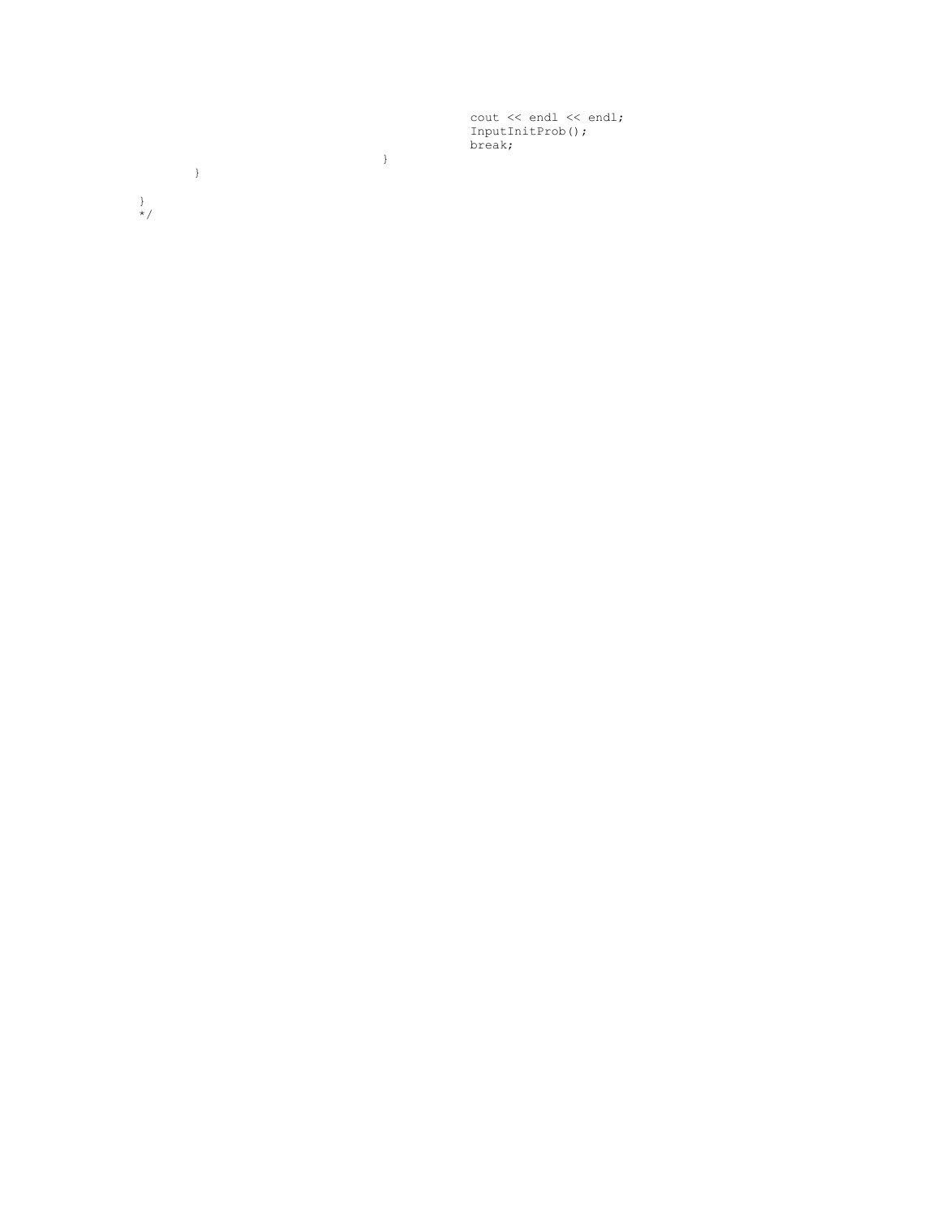```
						cout << endl << endl;
						InputInitProb();
						break;
				}
	}

}
*/
```